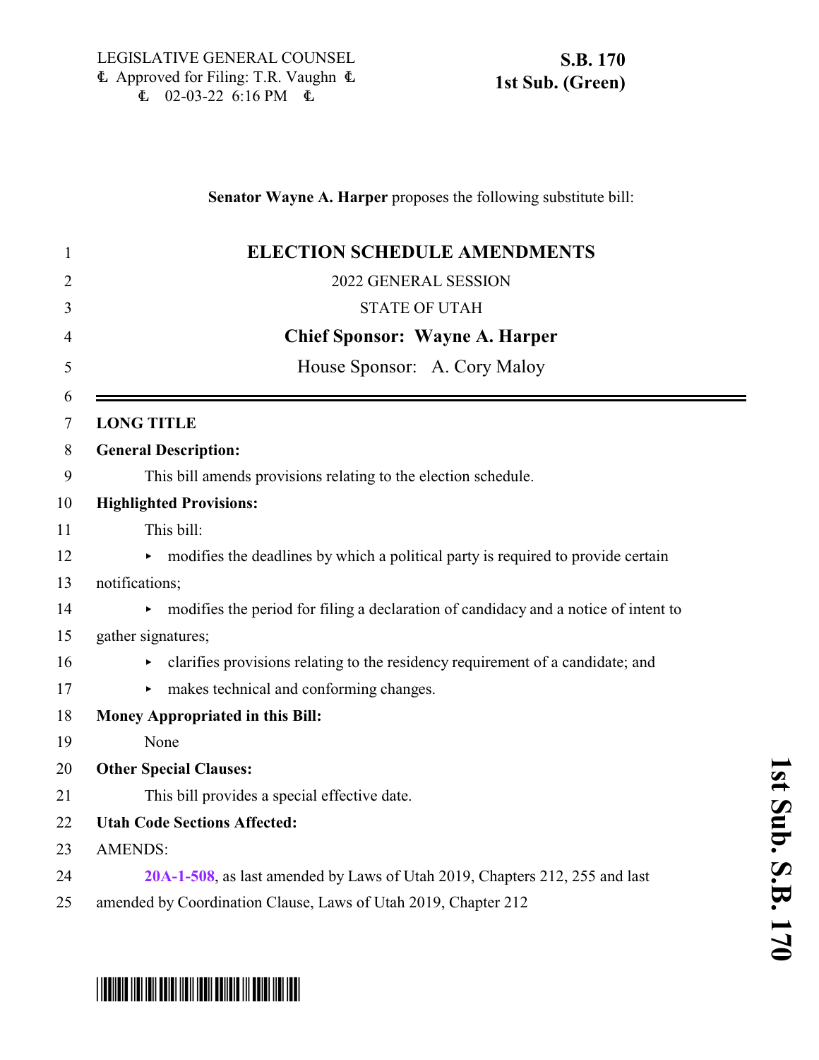LEGISLATIVE GENERAL COUNSEL
Approved for Filing: T.R. Vaughn
02-03-22 6:16 PM

**S.B. 170**
**1st Sub. (Green)**

**Senator Wayne A. Harper** proposes the following substitute bill:

# ELECTION SCHEDULE AMENDMENTS

2022 GENERAL SESSION

STATE OF UTAH

**Chief Sponsor: Wayne A. Harper**

House Sponsor: A. Cory Maloy

---

**LONG TITLE**

**General Description:**

This bill amends provisions relating to the election schedule.

**Highlighted Provisions:**

This bill:

- modifies the deadlines by which a political party is required to provide certain notifications;
- modifies the period for filing a declaration of candidacy and a notice of intent to gather signatures;
- clarifies provisions relating to the residency requirement of a candidate; and
- makes technical and conforming changes.

**Money Appropriated in this Bill:**

None

**Other Special Clauses:**

This bill provides a special effective date.

**Utah Code Sections Affected:**

AMENDS:

**20A-1-508**, as last amended by Laws of Utah 2019, Chapters 212, 255 and last amended by Coordination Clause, Laws of Utah 2019, Chapter 212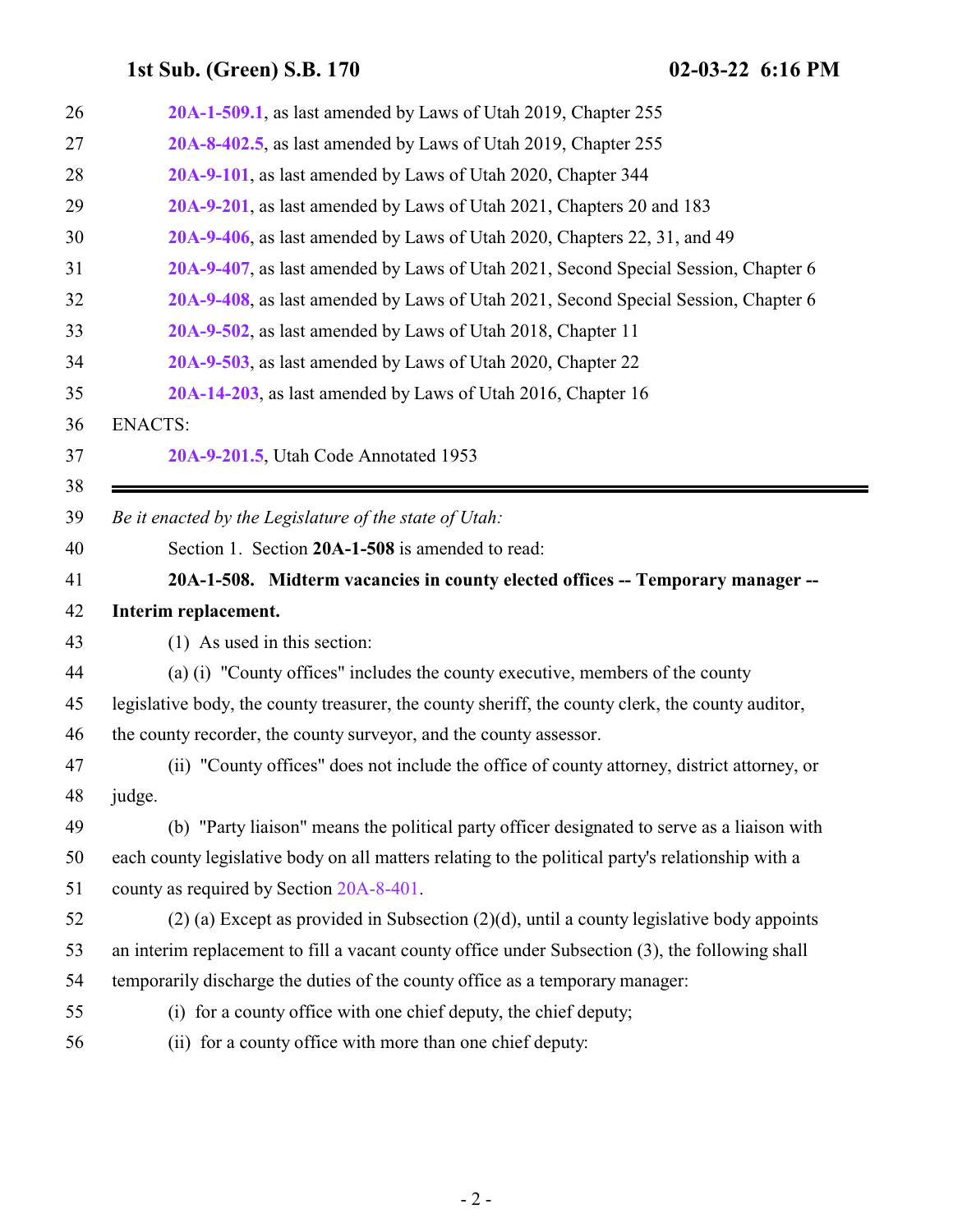20A-1-509.1, as last amended by Laws of Utah 2019, Chapter 255

20A-8-402.5, as last amended by Laws of Utah 2019, Chapter 255

20A-9-101, as last amended by Laws of Utah 2020, Chapter 344

20A-9-201, as last amended by Laws of Utah 2021, Chapters 20 and 183

20A-9-406, as last amended by Laws of Utah 2020, Chapters 22, 31, and 49

20A-9-407, as last amended by Laws of Utah 2021, Second Special Session, Chapter 6

20A-9-408, as last amended by Laws of Utah 2021, Second Special Session, Chapter 6

20A-9-502, as last amended by Laws of Utah 2018, Chapter 11

20A-9-503, as last amended by Laws of Utah 2020, Chapter 22

20A-14-203, as last amended by Laws of Utah 2016, Chapter 16

ENACTS:

20A-9-201.5, Utah Code Annotated 1953

---

*Be it enacted by the Legislature of the state of Utah:*

Section 1. Section **20A-1-508** is amended to read:

**20A-1-508. Midterm vacancies in county elected offices -- Temporary manager -- Interim replacement.**

(1) As used in this section:

(a) (i) "County offices" includes the county executive, members of the county legislative body, the county treasurer, the county sheriff, the county clerk, the county auditor, the county recorder, the county surveyor, and the county assessor.

(ii) "County offices" does not include the office of county attorney, district attorney, or judge.

(b) "Party liaison" means the political party officer designated to serve as a liaison with each county legislative body on all matters relating to the political party's relationship with a county as required by Section 20A-8-401.

(2) (a) Except as provided in Subsection (2)(d), until a county legislative body appoints an interim replacement to fill a vacant county office under Subsection (3), the following shall temporarily discharge the duties of the county office as a temporary manager:

(i) for a county office with one chief deputy, the chief deputy;

(ii) for a county office with more than one chief deputy: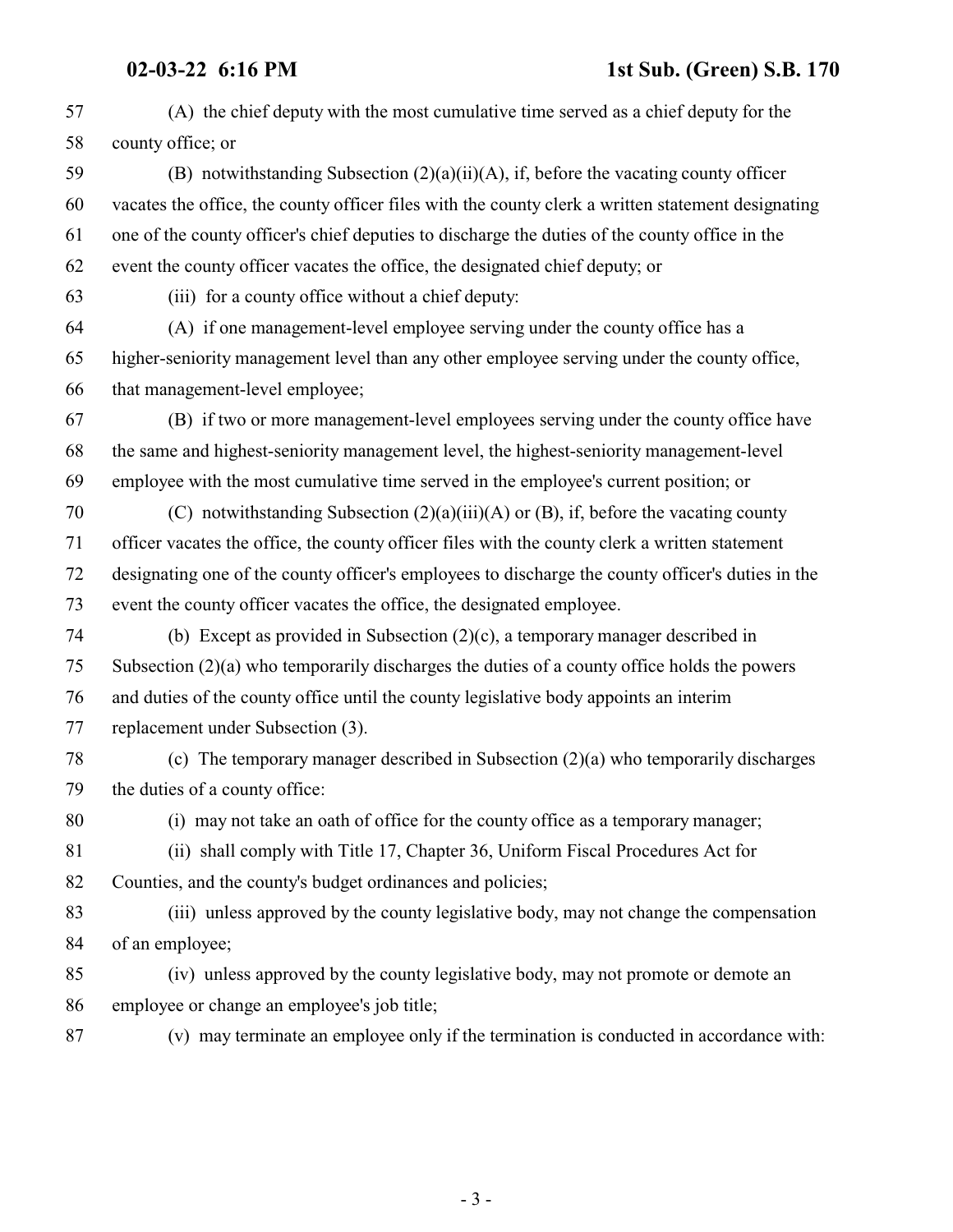(A) the chief deputy with the most cumulative time served as a chief deputy for the county office; or

(B) notwithstanding Subsection (2)(a)(ii)(A), if, before the vacating county officer vacates the office, the county officer files with the county clerk a written statement designating one of the county officer's chief deputies to discharge the duties of the county office in the event the county officer vacates the office, the designated chief deputy; or

(iii) for a county office without a chief deputy:

(A) if one management-level employee serving under the county office has a higher-seniority management level than any other employee serving under the county office, that management-level employee;

(B) if two or more management-level employees serving under the county office have the same and highest-seniority management level, the highest-seniority management-level employee with the most cumulative time served in the employee's current position; or

(C) notwithstanding Subsection (2)(a)(iii)(A) or (B), if, before the vacating county officer vacates the office, the county officer files with the county clerk a written statement designating one of the county officer's employees to discharge the county officer's duties in the event the county officer vacates the office, the designated employee.

(b) Except as provided in Subsection (2)(c), a temporary manager described in Subsection (2)(a) who temporarily discharges the duties of a county office holds the powers and duties of the county office until the county legislative body appoints an interim replacement under Subsection (3).

(c) The temporary manager described in Subsection (2)(a) who temporarily discharges the duties of a county office:

(i) may not take an oath of office for the county office as a temporary manager;

(ii) shall comply with Title 17, Chapter 36, Uniform Fiscal Procedures Act for Counties, and the county's budget ordinances and policies;

(iii) unless approved by the county legislative body, may not change the compensation of an employee;

(iv) unless approved by the county legislative body, may not promote or demote an employee or change an employee's job title;

(v) may terminate an employee only if the termination is conducted in accordance with: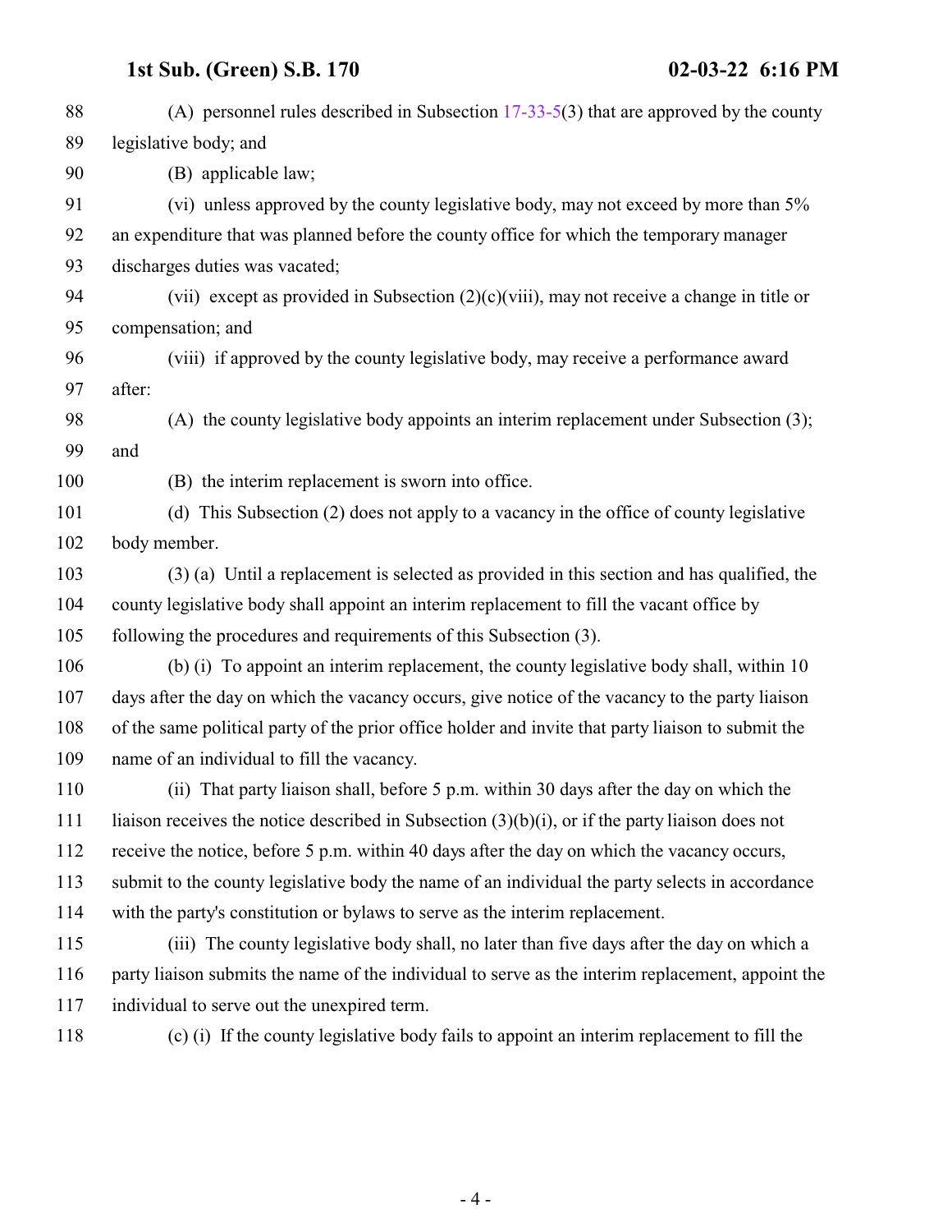(A) personnel rules described in Subsection 17-33-5(3) that are approved by the county legislative body; and

(B) applicable law;

(vi) unless approved by the county legislative body, may not exceed by more than 5% an expenditure that was planned before the county office for which the temporary manager discharges duties was vacated;

(vii) except as provided in Subsection (2)(c)(viii), may not receive a change in title or compensation; and

(viii) if approved by the county legislative body, may receive a performance award after:

(A) the county legislative body appoints an interim replacement under Subsection (3); and

(B) the interim replacement is sworn into office.

(d) This Subsection (2) does not apply to a vacancy in the office of county legislative body member.

(3) (a) Until a replacement is selected as provided in this section and has qualified, the county legislative body shall appoint an interim replacement to fill the vacant office by following the procedures and requirements of this Subsection (3).

(b) (i) To appoint an interim replacement, the county legislative body shall, within 10 days after the day on which the vacancy occurs, give notice of the vacancy to the party liaison of the same political party of the prior office holder and invite that party liaison to submit the name of an individual to fill the vacancy.

(ii) That party liaison shall, before 5 p.m. within 30 days after the day on which the liaison receives the notice described in Subsection (3)(b)(i), or if the party liaison does not receive the notice, before 5 p.m. within 40 days after the day on which the vacancy occurs, submit to the county legislative body the name of an individual the party selects in accordance with the party's constitution or bylaws to serve as the interim replacement.

(iii) The county legislative body shall, no later than five days after the day on which a party liaison submits the name of the individual to serve as the interim replacement, appoint the individual to serve out the unexpired term.

(c) (i) If the county legislative body fails to appoint an interim replacement to fill the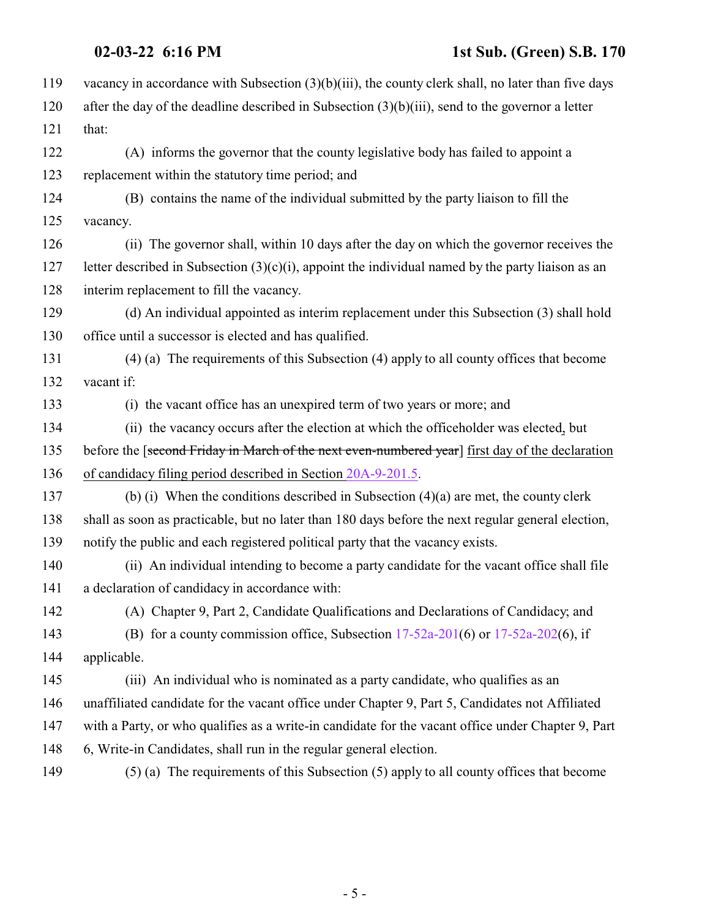vacancy in accordance with Subsection (3)(b)(iii), the county clerk shall, no later than five days after the day of the deadline described in Subsection (3)(b)(iii), send to the governor a letter that:

(A) informs the governor that the county legislative body has failed to appoint a replacement within the statutory time period; and

(B) contains the name of the individual submitted by the party liaison to fill the vacancy.

(ii) The governor shall, within 10 days after the day on which the governor receives the letter described in Subsection (3)(c)(i), appoint the individual named by the party liaison as an interim replacement to fill the vacancy.

(d) An individual appointed as interim replacement under this Subsection (3) shall hold office until a successor is elected and has qualified.

(4) (a) The requirements of this Subsection (4) apply to all county offices that become vacant if:

(i) the vacant office has an unexpired term of two years or more; and

(ii) the vacancy occurs after the election at which the officeholder was elected, but before the [~~second Friday in March of the next even-numbered year~~] first day of the declaration of candidacy filing period described in Section 20A-9-201.5.

(b) (i) When the conditions described in Subsection (4)(a) are met, the county clerk shall as soon as practicable, but no later than 180 days before the next regular general election, notify the public and each registered political party that the vacancy exists.

(ii) An individual intending to become a party candidate for the vacant office shall file a declaration of candidacy in accordance with:

(A) Chapter 9, Part 2, Candidate Qualifications and Declarations of Candidacy; and

(B) for a county commission office, Subsection 17-52a-201(6) or 17-52a-202(6), if applicable.

(iii) An individual who is nominated as a party candidate, who qualifies as an unaffiliated candidate for the vacant office under Chapter 9, Part 5, Candidates not Affiliated with a Party, or who qualifies as a write-in candidate for the vacant office under Chapter 9, Part 6, Write-in Candidates, shall run in the regular general election.

(5) (a) The requirements of this Subsection (5) apply to all county offices that become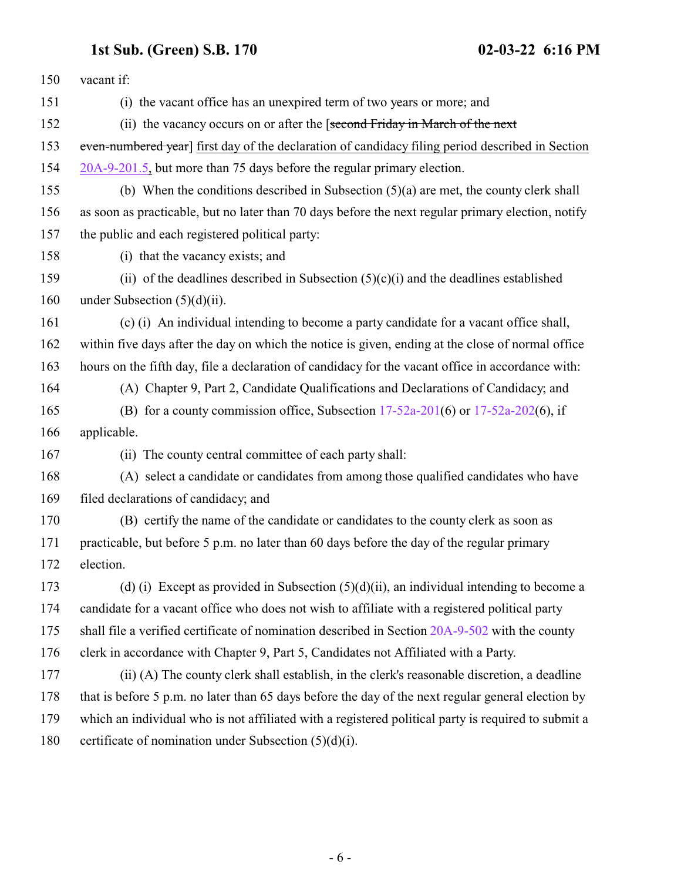vacant if:

(i) the vacant office has an unexpired term of two years or more; and

(ii) the vacancy occurs on or after the [~~second Friday in March of the next even-numbered year~~] first day of the declaration of candidacy filing period described in Section 20A-9-201.5, but more than 75 days before the regular primary election.

(b) When the conditions described in Subsection (5)(a) are met, the county clerk shall as soon as practicable, but no later than 70 days before the next regular primary election, notify the public and each registered political party:

(i) that the vacancy exists; and

(ii) of the deadlines described in Subsection (5)(c)(i) and the deadlines established under Subsection (5)(d)(ii).

(c) (i) An individual intending to become a party candidate for a vacant office shall, within five days after the day on which the notice is given, ending at the close of normal office hours on the fifth day, file a declaration of candidacy for the vacant office in accordance with:

(A) Chapter 9, Part 2, Candidate Qualifications and Declarations of Candidacy; and

(B) for a county commission office, Subsection 17-52a-201(6) or 17-52a-202(6), if applicable.

(ii) The county central committee of each party shall:

(A) select a candidate or candidates from among those qualified candidates who have filed declarations of candidacy; and

(B) certify the name of the candidate or candidates to the county clerk as soon as practicable, but before 5 p.m. no later than 60 days before the day of the regular primary election.

(d) (i) Except as provided in Subsection (5)(d)(ii), an individual intending to become a candidate for a vacant office who does not wish to affiliate with a registered political party shall file a verified certificate of nomination described in Section 20A-9-502 with the county clerk in accordance with Chapter 9, Part 5, Candidates not Affiliated with a Party.

(ii) (A) The county clerk shall establish, in the clerk's reasonable discretion, a deadline that is before 5 p.m. no later than 65 days before the day of the next regular general election by which an individual who is not affiliated with a registered political party is required to submit a certificate of nomination under Subsection (5)(d)(i).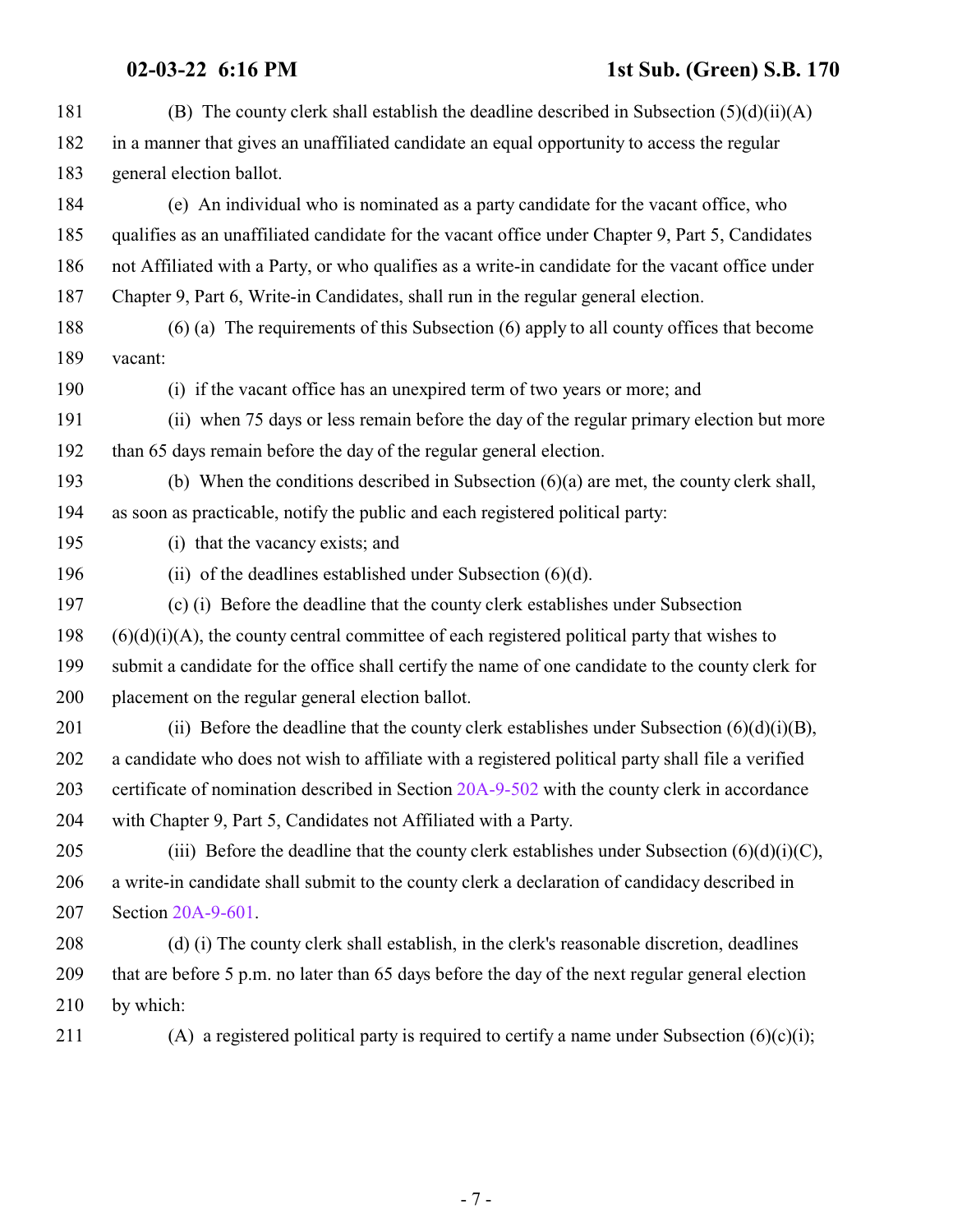(B) The county clerk shall establish the deadline described in Subsection (5)(d)(ii)(A) in a manner that gives an unaffiliated candidate an equal opportunity to access the regular general election ballot.

(e) An individual who is nominated as a party candidate for the vacant office, who qualifies as an unaffiliated candidate for the vacant office under Chapter 9, Part 5, Candidates not Affiliated with a Party, or who qualifies as a write-in candidate for the vacant office under Chapter 9, Part 6, Write-in Candidates, shall run in the regular general election.

(6) (a) The requirements of this Subsection (6) apply to all county offices that become vacant:

(i) if the vacant office has an unexpired term of two years or more; and

(ii) when 75 days or less remain before the day of the regular primary election but more than 65 days remain before the day of the regular general election.

(b) When the conditions described in Subsection (6)(a) are met, the county clerk shall, as soon as practicable, notify the public and each registered political party:

(i) that the vacancy exists; and

(ii) of the deadlines established under Subsection (6)(d).

(c) (i) Before the deadline that the county clerk establishes under Subsection (6)(d)(i)(A), the county central committee of each registered political party that wishes to submit a candidate for the office shall certify the name of one candidate to the county clerk for placement on the regular general election ballot.

(ii) Before the deadline that the county clerk establishes under Subsection (6)(d)(i)(B), a candidate who does not wish to affiliate with a registered political party shall file a verified certificate of nomination described in Section 20A-9-502 with the county clerk in accordance with Chapter 9, Part 5, Candidates not Affiliated with a Party.

(iii) Before the deadline that the county clerk establishes under Subsection (6)(d)(i)(C), a write-in candidate shall submit to the county clerk a declaration of candidacy described in Section 20A-9-601.

(d) (i) The county clerk shall establish, in the clerk's reasonable discretion, deadlines that are before 5 p.m. no later than 65 days before the day of the next regular general election by which:

(A) a registered political party is required to certify a name under Subsection (6)(c)(i);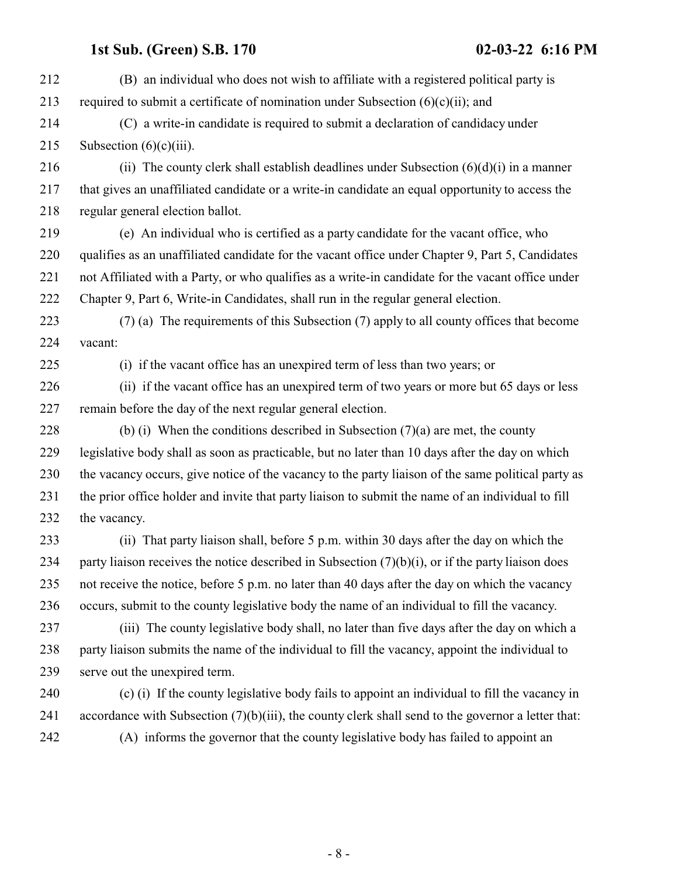(B) an individual who does not wish to affiliate with a registered political party is required to submit a certificate of nomination under Subsection (6)(c)(ii); and

(C) a write-in candidate is required to submit a declaration of candidacy under Subsection (6)(c)(iii).

(ii) The county clerk shall establish deadlines under Subsection (6)(d)(i) in a manner that gives an unaffiliated candidate or a write-in candidate an equal opportunity to access the regular general election ballot.

(e) An individual who is certified as a party candidate for the vacant office, who qualifies as an unaffiliated candidate for the vacant office under Chapter 9, Part 5, Candidates not Affiliated with a Party, or who qualifies as a write-in candidate for the vacant office under Chapter 9, Part 6, Write-in Candidates, shall run in the regular general election.

(7) (a) The requirements of this Subsection (7) apply to all county offices that become vacant:

(i) if the vacant office has an unexpired term of less than two years; or

(ii) if the vacant office has an unexpired term of two years or more but 65 days or less remain before the day of the next regular general election.

(b) (i) When the conditions described in Subsection (7)(a) are met, the county legislative body shall as soon as practicable, but no later than 10 days after the day on which the vacancy occurs, give notice of the vacancy to the party liaison of the same political party as the prior office holder and invite that party liaison to submit the name of an individual to fill the vacancy.

(ii) That party liaison shall, before 5 p.m. within 30 days after the day on which the party liaison receives the notice described in Subsection (7)(b)(i), or if the party liaison does not receive the notice, before 5 p.m. no later than 40 days after the day on which the vacancy occurs, submit to the county legislative body the name of an individual to fill the vacancy.

(iii) The county legislative body shall, no later than five days after the day on which a party liaison submits the name of the individual to fill the vacancy, appoint the individual to serve out the unexpired term.

(c) (i) If the county legislative body fails to appoint an individual to fill the vacancy in accordance with Subsection (7)(b)(iii), the county clerk shall send to the governor a letter that:

(A) informs the governor that the county legislative body has failed to appoint an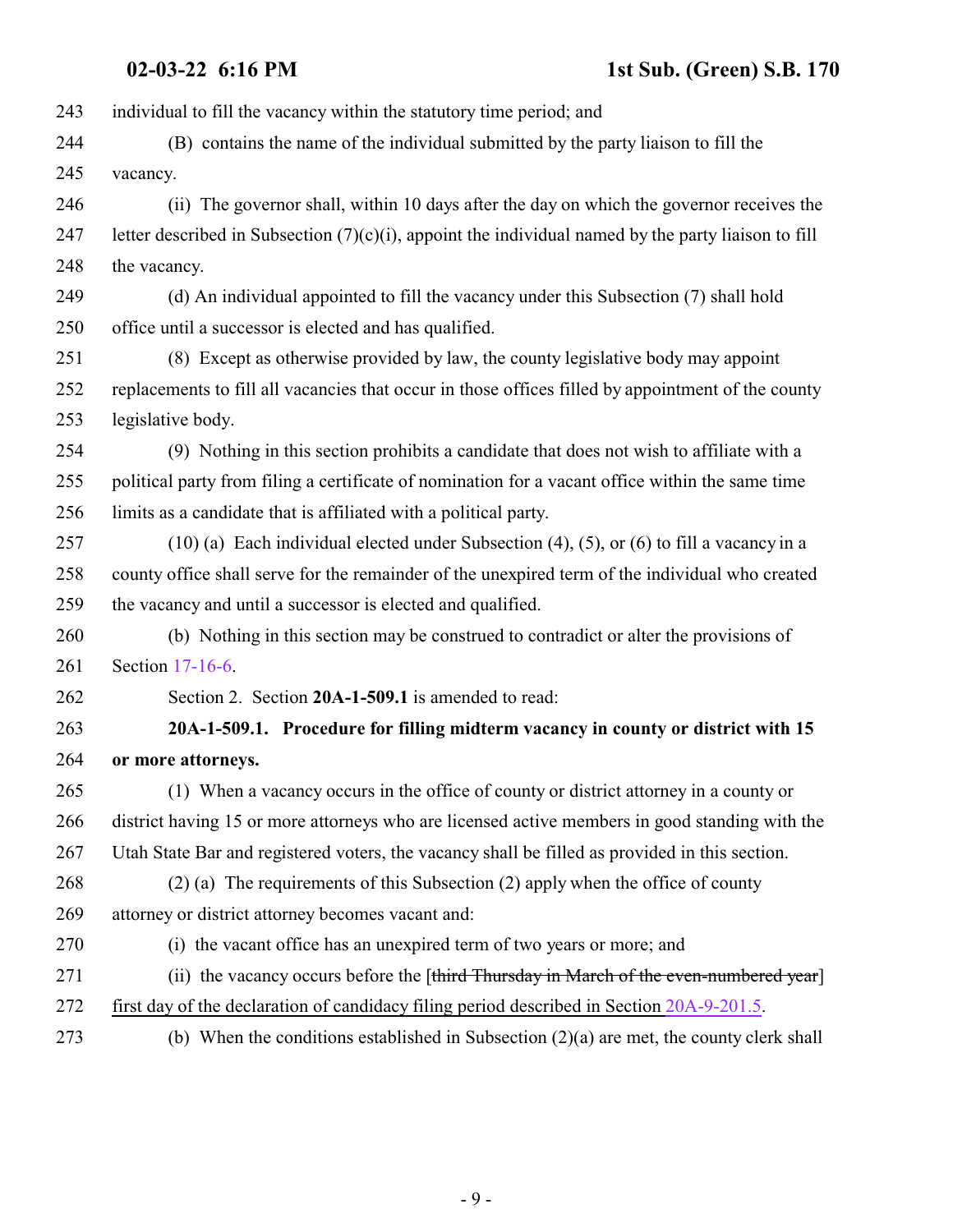individual to fill the vacancy within the statutory time period; and

(B) contains the name of the individual submitted by the party liaison to fill the vacancy.

(ii) The governor shall, within 10 days after the day on which the governor receives the letter described in Subsection (7)(c)(i), appoint the individual named by the party liaison to fill the vacancy.

(d) An individual appointed to fill the vacancy under this Subsection (7) shall hold office until a successor is elected and has qualified.

(8) Except as otherwise provided by law, the county legislative body may appoint replacements to fill all vacancies that occur in those offices filled by appointment of the county legislative body.

(9) Nothing in this section prohibits a candidate that does not wish to affiliate with a political party from filing a certificate of nomination for a vacant office within the same time limits as a candidate that is affiliated with a political party.

(10) (a) Each individual elected under Subsection (4), (5), or (6) to fill a vacancy in a county office shall serve for the remainder of the unexpired term of the individual who created the vacancy and until a successor is elected and qualified.

(b) Nothing in this section may be construed to contradict or alter the provisions of Section 17-16-6.

Section 2. Section **20A-1-509.1** is amended to read:

**20A-1-509.1. Procedure for filling midterm vacancy in county or district with 15 or more attorneys.**

(1) When a vacancy occurs in the office of county or district attorney in a county or district having 15 or more attorneys who are licensed active members in good standing with the Utah State Bar and registered voters, the vacancy shall be filled as provided in this section.

(2) (a) The requirements of this Subsection (2) apply when the office of county attorney or district attorney becomes vacant and:

(i) the vacant office has an unexpired term of two years or more; and

(ii) the vacancy occurs before the [~~third Thursday in March of the even-numbered year~~] first day of the declaration of candidacy filing period described in Section 20A-9-201.5.

(b) When the conditions established in Subsection (2)(a) are met, the county clerk shall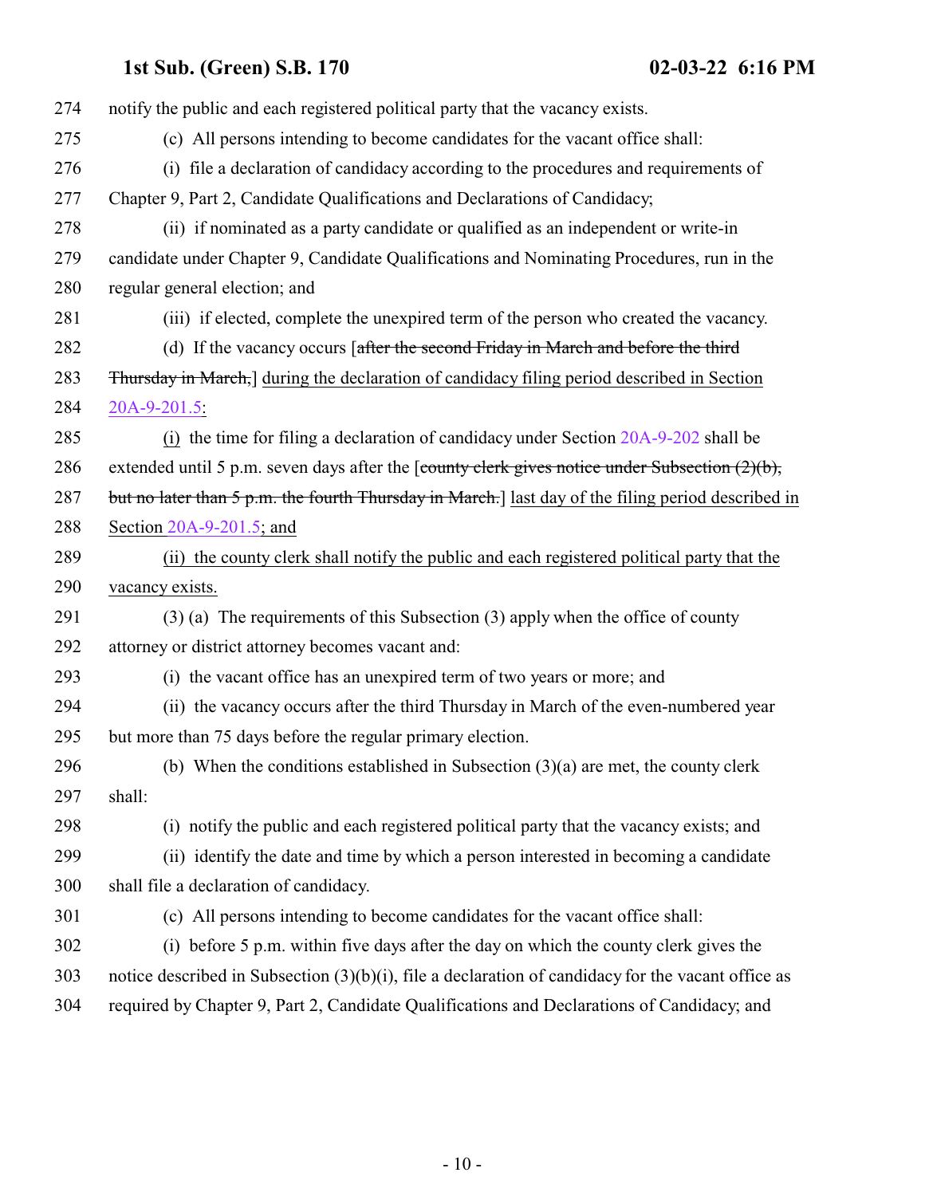notify the public and each registered political party that the vacancy exists.

(c) All persons intending to become candidates for the vacant office shall:

(i) file a declaration of candidacy according to the procedures and requirements of Chapter 9, Part 2, Candidate Qualifications and Declarations of Candidacy;

(ii) if nominated as a party candidate or qualified as an independent or write-in candidate under Chapter 9, Candidate Qualifications and Nominating Procedures, run in the regular general election; and

(iii) if elected, complete the unexpired term of the person who created the vacancy.

(d) If the vacancy occurs [~~after the second Friday in March and before the third Thursday in March,~~] during the declaration of candidacy filing period described in Section 20A-9-201.5:

(i) the time for filing a declaration of candidacy under Section 20A-9-202 shall be extended until 5 p.m. seven days after the [~~county clerk gives notice under Subsection (2)(b), but no later than 5 p.m. the fourth Thursday in March.~~] last day of the filing period described in Section 20A-9-201.5; and

(ii) the county clerk shall notify the public and each registered political party that the vacancy exists.

(3) (a) The requirements of this Subsection (3) apply when the office of county attorney or district attorney becomes vacant and:

(i) the vacant office has an unexpired term of two years or more; and

(ii) the vacancy occurs after the third Thursday in March of the even-numbered year but more than 75 days before the regular primary election.

(b) When the conditions established in Subsection (3)(a) are met, the county clerk shall:

(i) notify the public and each registered political party that the vacancy exists; and

(ii) identify the date and time by which a person interested in becoming a candidate shall file a declaration of candidacy.

(c) All persons intending to become candidates for the vacant office shall:

(i) before 5 p.m. within five days after the day on which the county clerk gives the notice described in Subsection (3)(b)(i), file a declaration of candidacy for the vacant office as required by Chapter 9, Part 2, Candidate Qualifications and Declarations of Candidacy; and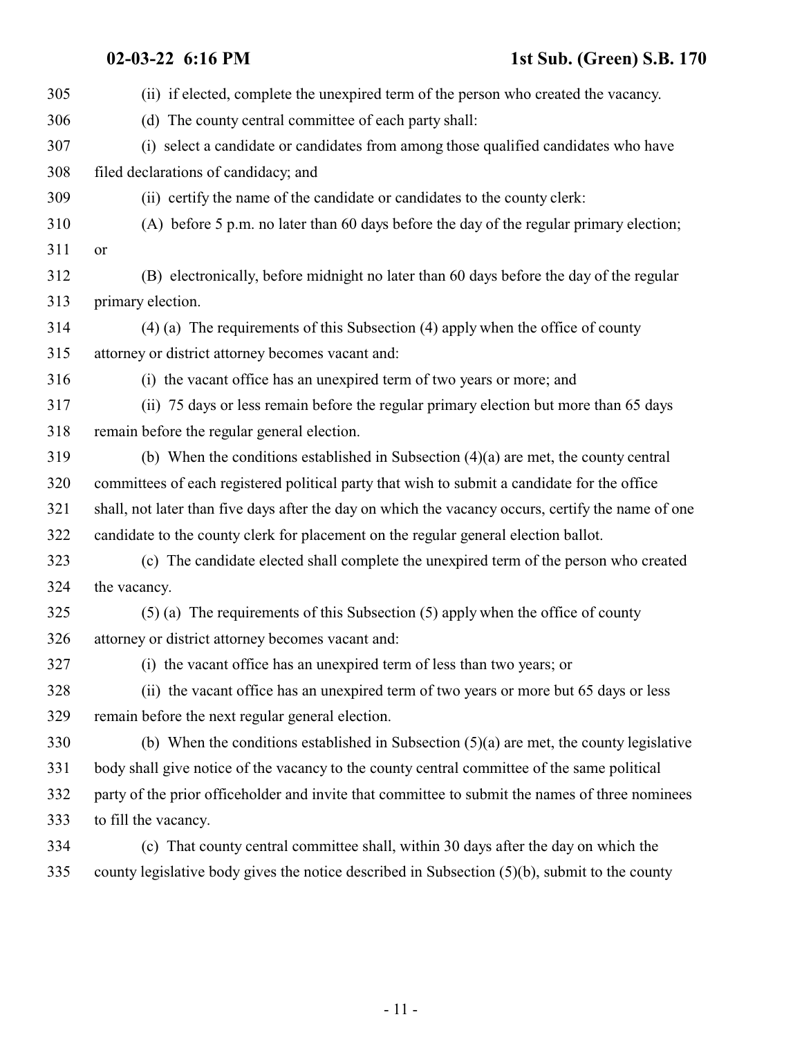(ii) if elected, complete the unexpired term of the person who created the vacancy.

(d) The county central committee of each party shall:

(i) select a candidate or candidates from among those qualified candidates who have filed declarations of candidacy; and

(ii) certify the name of the candidate or candidates to the county clerk:

(A) before 5 p.m. no later than 60 days before the day of the regular primary election; or

(B) electronically, before midnight no later than 60 days before the day of the regular primary election.

(4) (a) The requirements of this Subsection (4) apply when the office of county attorney or district attorney becomes vacant and:

(i) the vacant office has an unexpired term of two years or more; and

(ii) 75 days or less remain before the regular primary election but more than 65 days remain before the regular general election.

(b) When the conditions established in Subsection (4)(a) are met, the county central committees of each registered political party that wish to submit a candidate for the office shall, not later than five days after the day on which the vacancy occurs, certify the name of one candidate to the county clerk for placement on the regular general election ballot.

(c) The candidate elected shall complete the unexpired term of the person who created the vacancy.

(5) (a) The requirements of this Subsection (5) apply when the office of county attorney or district attorney becomes vacant and:

(i) the vacant office has an unexpired term of less than two years; or

(ii) the vacant office has an unexpired term of two years or more but 65 days or less remain before the next regular general election.

(b) When the conditions established in Subsection (5)(a) are met, the county legislative body shall give notice of the vacancy to the county central committee of the same political party of the prior officeholder and invite that committee to submit the names of three nominees to fill the vacancy.

(c) That county central committee shall, within 30 days after the day on which the county legislative body gives the notice described in Subsection (5)(b), submit to the county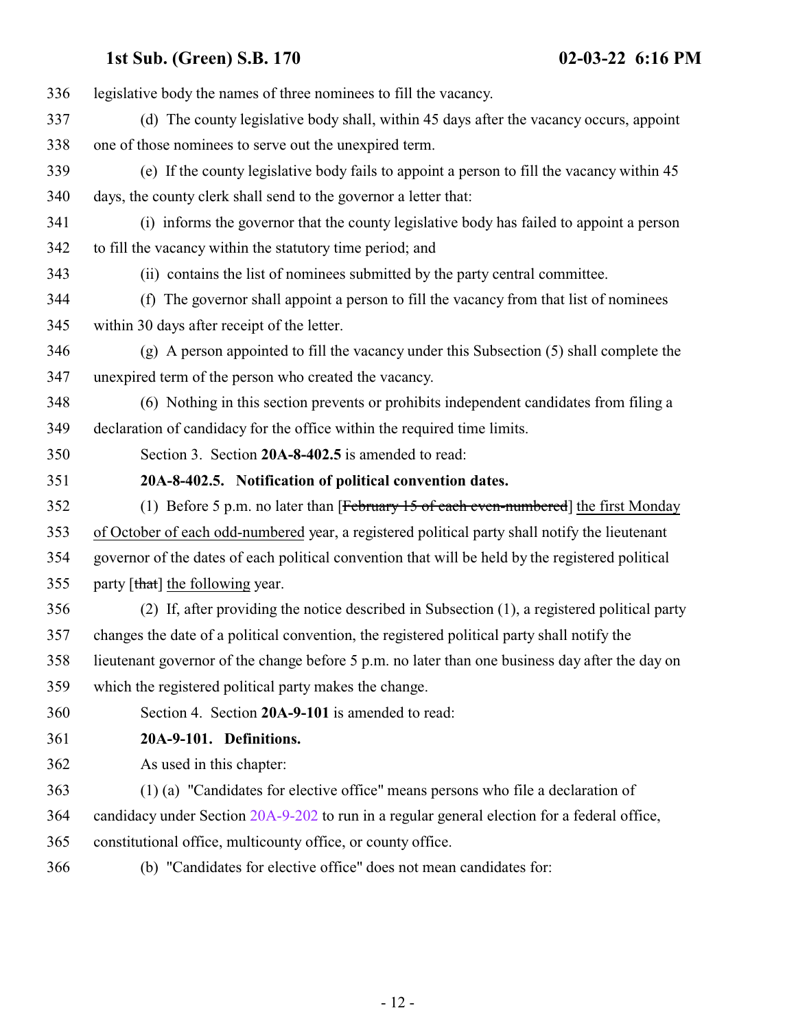336 legislative body the names of three nominees to fill the vacancy.

337 (d) The county legislative body shall, within 45 days after the vacancy occurs, appoint
338 one of those nominees to serve out the unexpired term.

339 (e) If the county legislative body fails to appoint a person to fill the vacancy within 45
340 days, the county clerk shall send to the governor a letter that:

341 (i) informs the governor that the county legislative body has failed to appoint a person
342 to fill the vacancy within the statutory time period; and

343 (ii) contains the list of nominees submitted by the party central committee.

344 (f) The governor shall appoint a person to fill the vacancy from that list of nominees
345 within 30 days after receipt of the letter.

346 (g) A person appointed to fill the vacancy under this Subsection (5) shall complete the
347 unexpired term of the person who created the vacancy.

348 (6) Nothing in this section prevents or prohibits independent candidates from filing a
349 declaration of candidacy for the office within the required time limits.

350 Section 3. Section **20A-8-402.5** is amended to read:

351 **20A-8-402.5. Notification of political convention dates.**

352 (1) Before 5 p.m. no later than [~~February 15 of each even-numbered~~] <u>the first Monday</u>
353 <u>of October of each odd-numbered</u> year, a registered political party shall notify the lieutenant
354 governor of the dates of each political convention that will be held by the registered political
355 party [~~that~~] <u>the following</u> year.

356 (2) If, after providing the notice described in Subsection (1), a registered political party
357 changes the date of a political convention, the registered political party shall notify the
358 lieutenant governor of the change before 5 p.m. no later than one business day after the day on
359 which the registered political party makes the change.

360 Section 4. Section **20A-9-101** is amended to read:

361 **20A-9-101. Definitions.**

362 As used in this chapter:

363 (1) (a) "Candidates for elective office" means persons who file a declaration of
364 candidacy under Section 20A-9-202 to run in a regular general election for a federal office,
365 constitutional office, multicounty office, or county office.

366 (b) "Candidates for elective office" does not mean candidates for: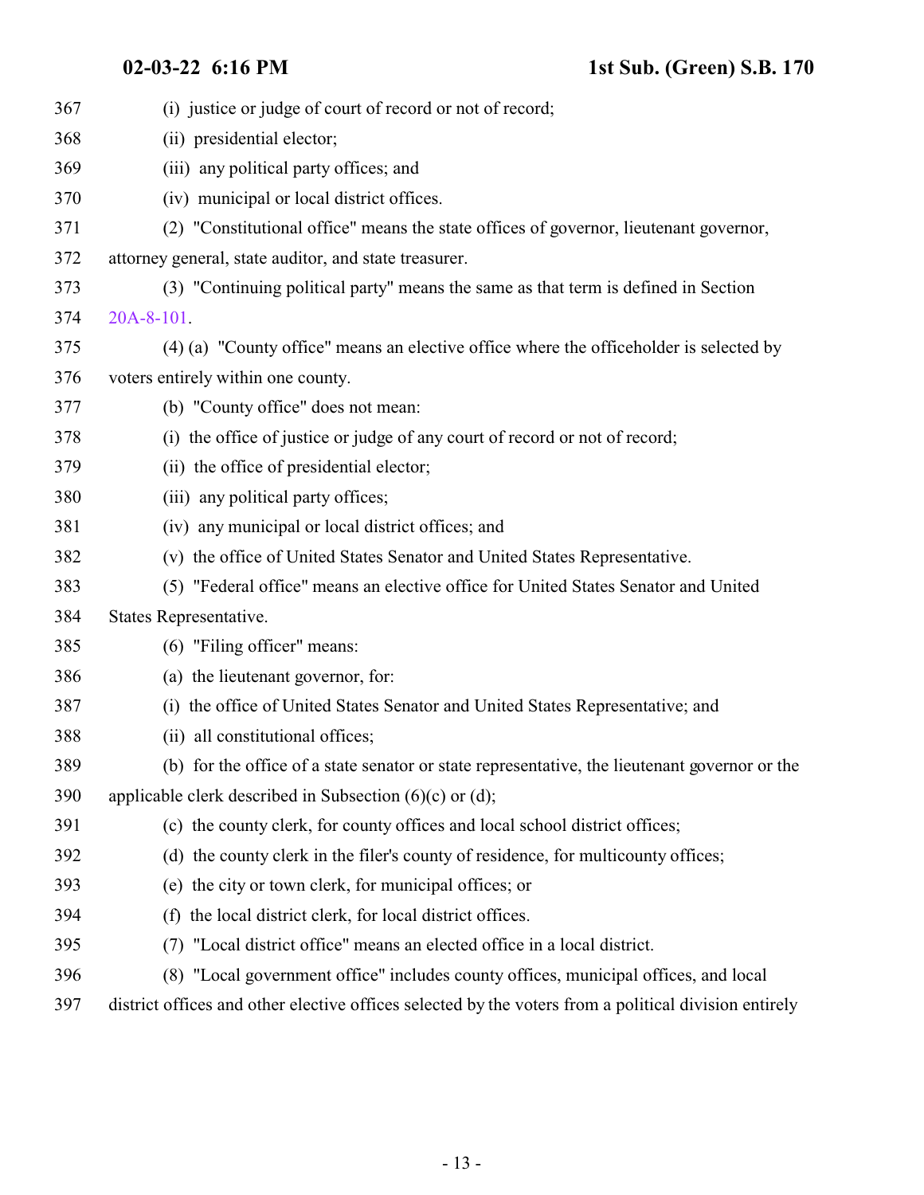(i) justice or judge of court of record or not of record;

(ii) presidential elector;

(iii) any political party offices; and

(iv) municipal or local district offices.

(2) "Constitutional office" means the state offices of governor, lieutenant governor, attorney general, state auditor, and state treasurer.

(3) "Continuing political party" means the same as that term is defined in Section 20A-8-101.

(4) (a) "County office" means an elective office where the officeholder is selected by voters entirely within one county.

(b) "County office" does not mean:

(i) the office of justice or judge of any court of record or not of record;

(ii) the office of presidential elector;

(iii) any political party offices;

(iv) any municipal or local district offices; and

(v) the office of United States Senator and United States Representative.

(5) "Federal office" means an elective office for United States Senator and United States Representative.

(6) "Filing officer" means:

(a) the lieutenant governor, for:

(i) the office of United States Senator and United States Representative; and

(ii) all constitutional offices;

(b) for the office of a state senator or state representative, the lieutenant governor or the applicable clerk described in Subsection (6)(c) or (d);

(c) the county clerk, for county offices and local school district offices;

(d) the county clerk in the filer's county of residence, for multicounty offices;

(e) the city or town clerk, for municipal offices; or

(f) the local district clerk, for local district offices.

(7) "Local district office" means an elected office in a local district.

(8) "Local government office" includes county offices, municipal offices, and local district offices and other elective offices selected by the voters from a political division entirely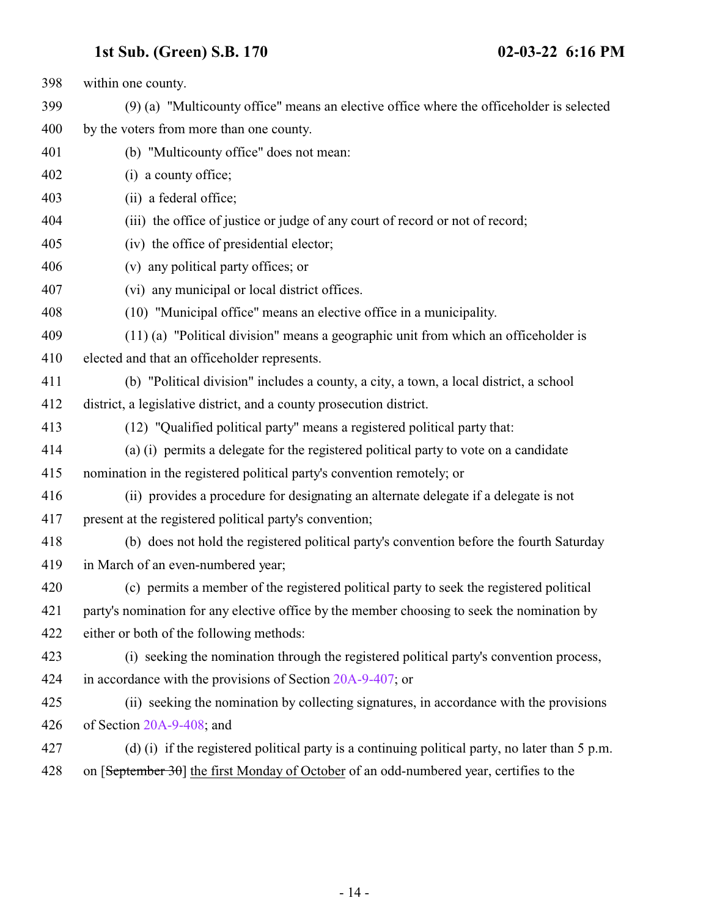398 within one county.

399 (9) (a) "Multicounty office" means an elective office where the officeholder is selected

400 by the voters from more than one county.

401 (b) "Multicounty office" does not mean:

402 (i) a county office;

403 (ii) a federal office;

404 (iii) the office of justice or judge of any court of record or not of record;

405 (iv) the office of presidential elector;

406 (v) any political party offices; or

407 (vi) any municipal or local district offices.

408 (10) "Municipal office" means an elective office in a municipality.

409 (11) (a) "Political division" means a geographic unit from which an officeholder is

410 elected and that an officeholder represents.

411 (b) "Political division" includes a county, a city, a town, a local district, a school

412 district, a legislative district, and a county prosecution district.

413 (12) "Qualified political party" means a registered political party that:

414 (a) (i) permits a delegate for the registered political party to vote on a candidate

415 nomination in the registered political party's convention remotely; or

416 (ii) provides a procedure for designating an alternate delegate if a delegate is not

417 present at the registered political party's convention;

418 (b) does not hold the registered political party's convention before the fourth Saturday

419 in March of an even-numbered year;

420 (c) permits a member of the registered political party to seek the registered political

421 party's nomination for any elective office by the member choosing to seek the nomination by

422 either or both of the following methods:

423 (i) seeking the nomination through the registered political party's convention process,

424 in accordance with the provisions of Section 20A-9-407; or

425 (ii) seeking the nomination by collecting signatures, in accordance with the provisions

426 of Section 20A-9-408; and

427 (d) (i) if the registered political party is a continuing political party, no later than 5 p.m.

428 on [~~September 30~~] <u>the first Monday of October</u> of an odd-numbered year, certifies to the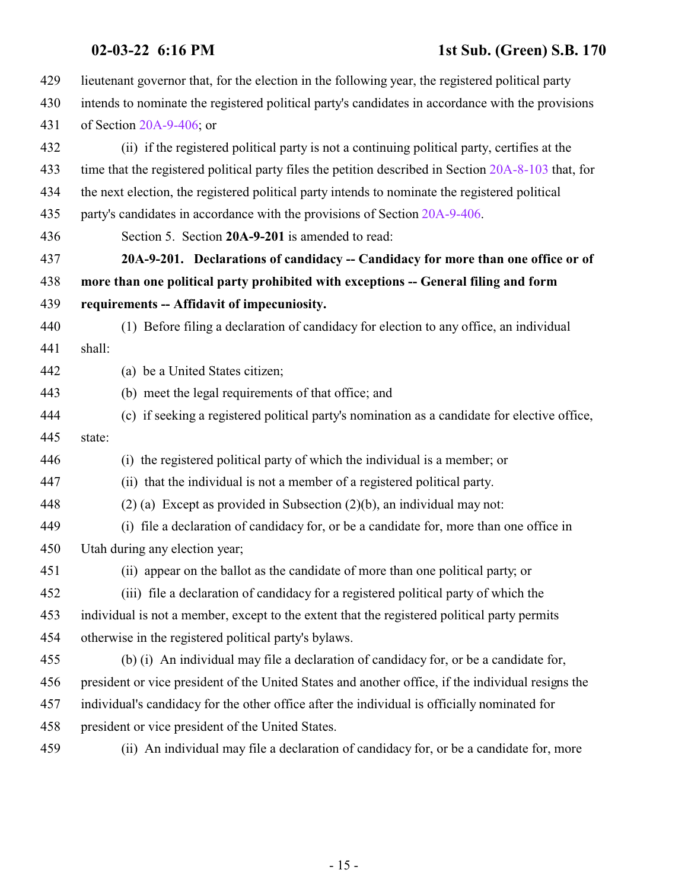lieutenant governor that, for the election in the following year, the registered political party intends to nominate the registered political party's candidates in accordance with the provisions of Section 20A-9-406; or

(ii) if the registered political party is not a continuing political party, certifies at the time that the registered political party files the petition described in Section 20A-8-103 that, for the next election, the registered political party intends to nominate the registered political party's candidates in accordance with the provisions of Section 20A-9-406.

Section 5. Section **20A-9-201** is amended to read:

**20A-9-201. Declarations of candidacy -- Candidacy for more than one office or of more than one political party prohibited with exceptions -- General filing and form requirements -- Affidavit of impecuniosity.**

(1) Before filing a declaration of candidacy for election to any office, an individual shall:

(a) be a United States citizen;

(b) meet the legal requirements of that office; and

(c) if seeking a registered political party's nomination as a candidate for elective office, state:

(i) the registered political party of which the individual is a member; or

(ii) that the individual is not a member of a registered political party.

(2) (a) Except as provided in Subsection (2)(b), an individual may not:

(i) file a declaration of candidacy for, or be a candidate for, more than one office in Utah during any election year;

(ii) appear on the ballot as the candidate of more than one political party; or

(iii) file a declaration of candidacy for a registered political party of which the individual is not a member, except to the extent that the registered political party permits otherwise in the registered political party's bylaws.

(b) (i) An individual may file a declaration of candidacy for, or be a candidate for, president or vice president of the United States and another office, if the individual resigns the individual's candidacy for the other office after the individual is officially nominated for president or vice president of the United States.

(ii) An individual may file a declaration of candidacy for, or be a candidate for, more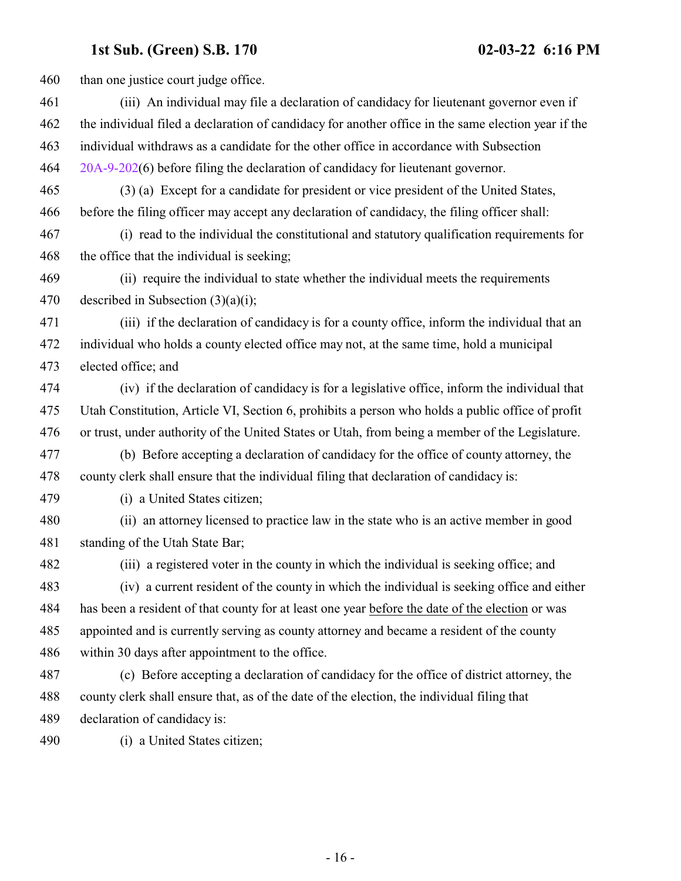than one justice court judge office.

(iii) An individual may file a declaration of candidacy for lieutenant governor even if the individual filed a declaration of candidacy for another office in the same election year if the individual withdraws as a candidate for the other office in accordance with Subsection 20A-9-202(6) before filing the declaration of candidacy for lieutenant governor.

(3) (a) Except for a candidate for president or vice president of the United States, before the filing officer may accept any declaration of candidacy, the filing officer shall:

(i) read to the individual the constitutional and statutory qualification requirements for the office that the individual is seeking;

(ii) require the individual to state whether the individual meets the requirements described in Subsection (3)(a)(i);

(iii) if the declaration of candidacy is for a county office, inform the individual that an individual who holds a county elected office may not, at the same time, hold a municipal elected office; and

(iv) if the declaration of candidacy is for a legislative office, inform the individual that Utah Constitution, Article VI, Section 6, prohibits a person who holds a public office of profit or trust, under authority of the United States or Utah, from being a member of the Legislature.

(b) Before accepting a declaration of candidacy for the office of county attorney, the county clerk shall ensure that the individual filing that declaration of candidacy is:

(i) a United States citizen;

(ii) an attorney licensed to practice law in the state who is an active member in good standing of the Utah State Bar;

(iii) a registered voter in the county in which the individual is seeking office; and

(iv) a current resident of the county in which the individual is seeking office and either has been a resident of that county for at least one year before the date of the election or was appointed and is currently serving as county attorney and became a resident of the county within 30 days after appointment to the office.

(c) Before accepting a declaration of candidacy for the office of district attorney, the county clerk shall ensure that, as of the date of the election, the individual filing that declaration of candidacy is:

(i) a United States citizen;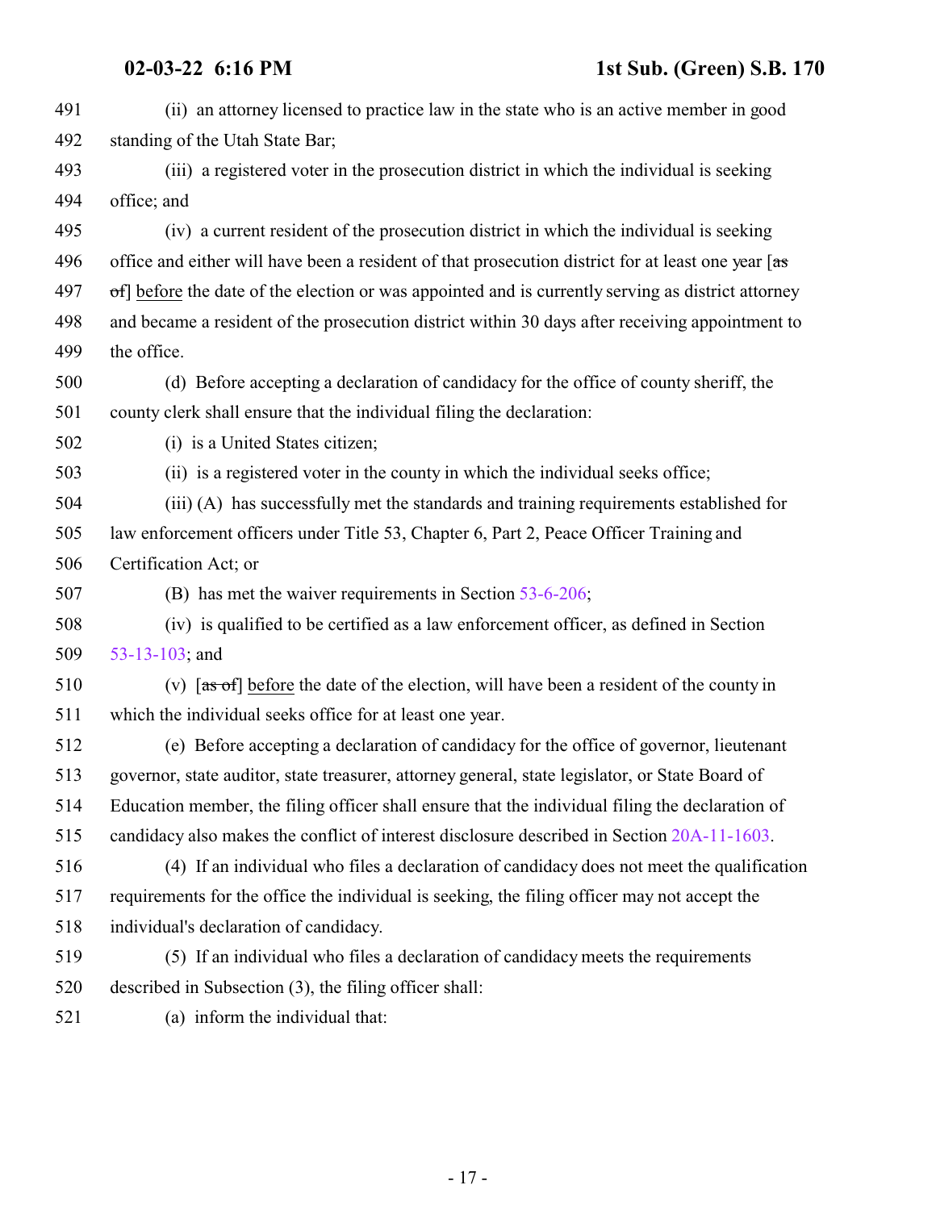(ii) an attorney licensed to practice law in the state who is an active member in good standing of the Utah State Bar;

(iii) a registered voter in the prosecution district in which the individual is seeking office; and

(iv) a current resident of the prosecution district in which the individual is seeking office and either will have been a resident of that prosecution district for at least one year [~~as of~~] before the date of the election or was appointed and is currently serving as district attorney and became a resident of the prosecution district within 30 days after receiving appointment to the office.

(d) Before accepting a declaration of candidacy for the office of county sheriff, the county clerk shall ensure that the individual filing the declaration:

(i) is a United States citizen;

(ii) is a registered voter in the county in which the individual seeks office;

(iii) (A) has successfully met the standards and training requirements established for law enforcement officers under Title 53, Chapter 6, Part 2, Peace Officer Training and Certification Act; or

(B) has met the waiver requirements in Section 53-6-206;

(iv) is qualified to be certified as a law enforcement officer, as defined in Section 53-13-103; and

(v) [~~as of~~] before the date of the election, will have been a resident of the county in which the individual seeks office for at least one year.

(e) Before accepting a declaration of candidacy for the office of governor, lieutenant governor, state auditor, state treasurer, attorney general, state legislator, or State Board of Education member, the filing officer shall ensure that the individual filing the declaration of candidacy also makes the conflict of interest disclosure described in Section 20A-11-1603.

(4) If an individual who files a declaration of candidacy does not meet the qualification requirements for the office the individual is seeking, the filing officer may not accept the individual's declaration of candidacy.

(5) If an individual who files a declaration of candidacy meets the requirements described in Subsection (3), the filing officer shall:

(a) inform the individual that: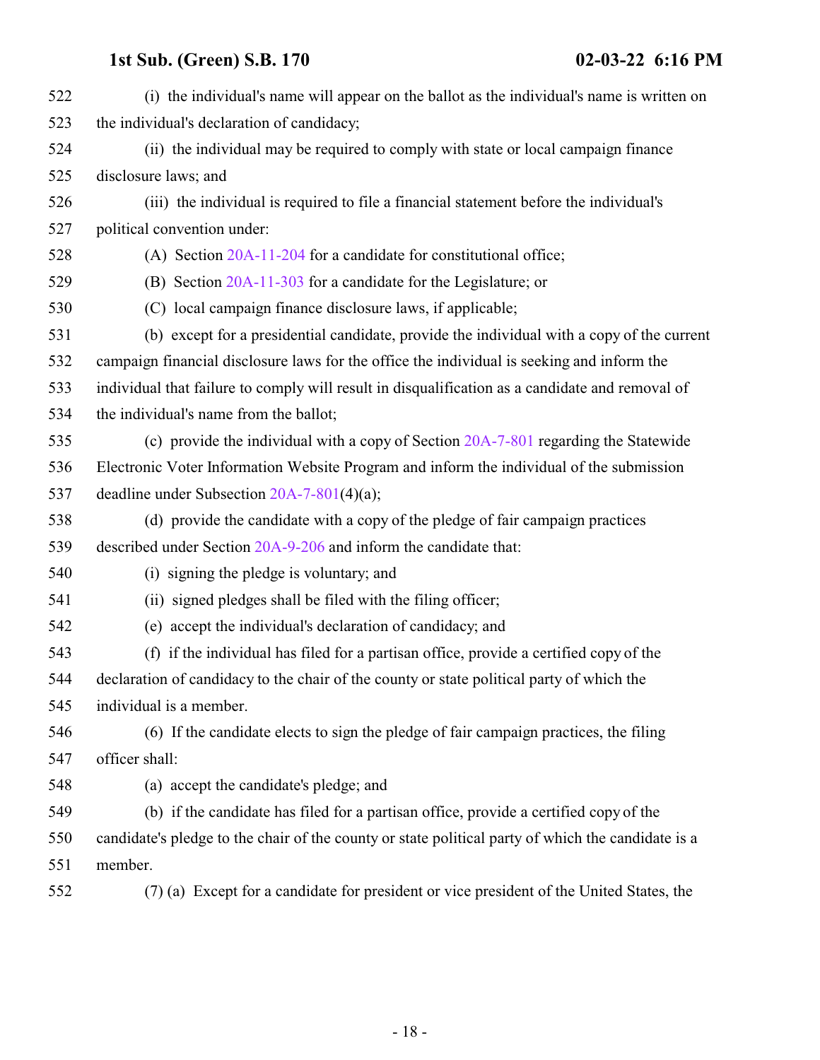(i) the individual's name will appear on the ballot as the individual's name is written on the individual's declaration of candidacy;

(ii) the individual may be required to comply with state or local campaign finance disclosure laws; and

(iii) the individual is required to file a financial statement before the individual's political convention under:

(A) Section 20A-11-204 for a candidate for constitutional office;

(B) Section 20A-11-303 for a candidate for the Legislature; or

(C) local campaign finance disclosure laws, if applicable;

(b) except for a presidential candidate, provide the individual with a copy of the current campaign financial disclosure laws for the office the individual is seeking and inform the individual that failure to comply will result in disqualification as a candidate and removal of the individual's name from the ballot;

(c) provide the individual with a copy of Section 20A-7-801 regarding the Statewide Electronic Voter Information Website Program and inform the individual of the submission deadline under Subsection 20A-7-801(4)(a);

(d) provide the candidate with a copy of the pledge of fair campaign practices described under Section 20A-9-206 and inform the candidate that:

(i) signing the pledge is voluntary; and

(ii) signed pledges shall be filed with the filing officer;

(e) accept the individual's declaration of candidacy; and

(f) if the individual has filed for a partisan office, provide a certified copy of the declaration of candidacy to the chair of the county or state political party of which the individual is a member.

(6) If the candidate elects to sign the pledge of fair campaign practices, the filing officer shall:

(a) accept the candidate's pledge; and

(b) if the candidate has filed for a partisan office, provide a certified copy of the candidate's pledge to the chair of the county or state political party of which the candidate is a member.

(7) (a) Except for a candidate for president or vice president of the United States, the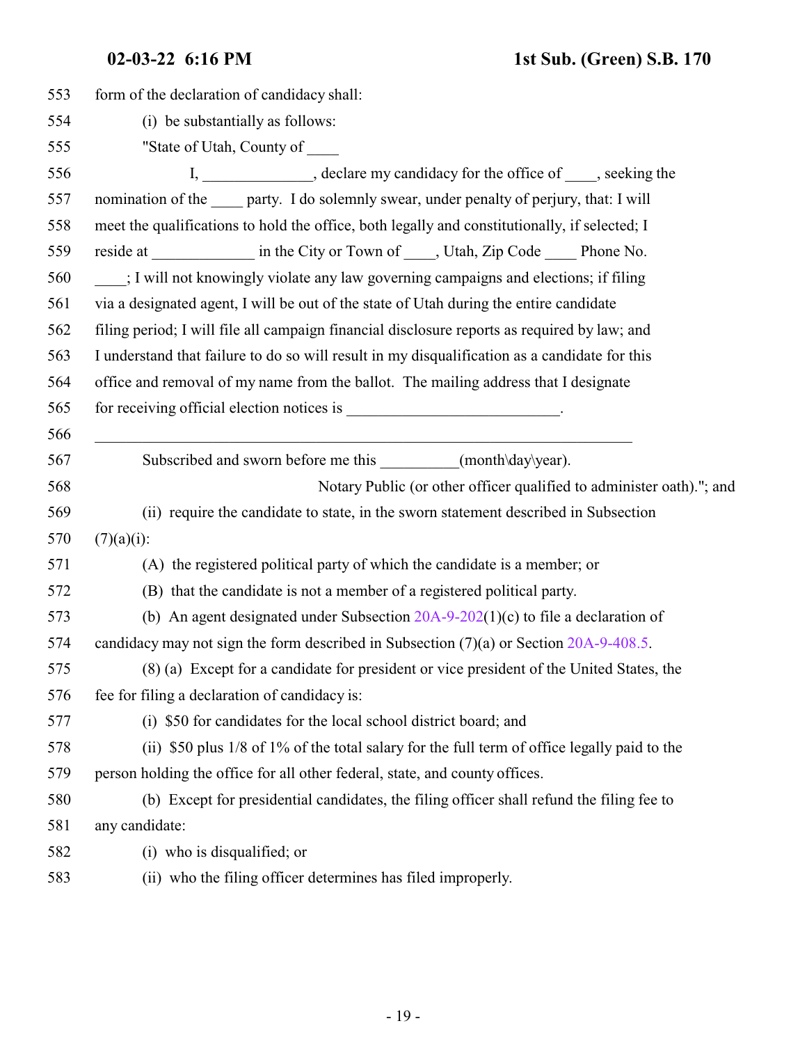form of the declaration of candidacy shall:

(i) be substantially as follows:

"State of Utah, County of ____

I, ______________, declare my candidacy for the office of ____, seeking the nomination of the ____ party. I do solemnly swear, under penalty of perjury, that: I will meet the qualifications to hold the office, both legally and constitutionally, if selected; I reside at _____________ in the City or Town of ____, Utah, Zip Code ____ Phone No. ____; I will not knowingly violate any law governing campaigns and elections; if filing via a designated agent, I will be out of the state of Utah during the entire candidate filing period; I will file all campaign financial disclosure reports as required by law; and I understand that failure to do so will result in my disqualification as a candidate for this office and removal of my name from the ballot. The mailing address that I designate for receiving official election notices is ___________________________.

______________________________________________________________________

Subscribed and sworn before me this __________(month\day\year).

Notary Public (or other officer qualified to administer oath)."; and

(ii) require the candidate to state, in the sworn statement described in Subsection (7)(a)(i):

(A) the registered political party of which the candidate is a member; or

(B) that the candidate is not a member of a registered political party.

(b) An agent designated under Subsection 20A-9-202(1)(c) to file a declaration of candidacy may not sign the form described in Subsection (7)(a) or Section 20A-9-408.5.

(8) (a) Except for a candidate for president or vice president of the United States, the fee for filing a declaration of candidacy is:

(i) $50 for candidates for the local school district board; and

(ii) $50 plus 1/8 of 1% of the total salary for the full term of office legally paid to the person holding the office for all other federal, state, and county offices.

(b) Except for presidential candidates, the filing officer shall refund the filing fee to any candidate:

(i) who is disqualified; or

(ii) who the filing officer determines has filed improperly.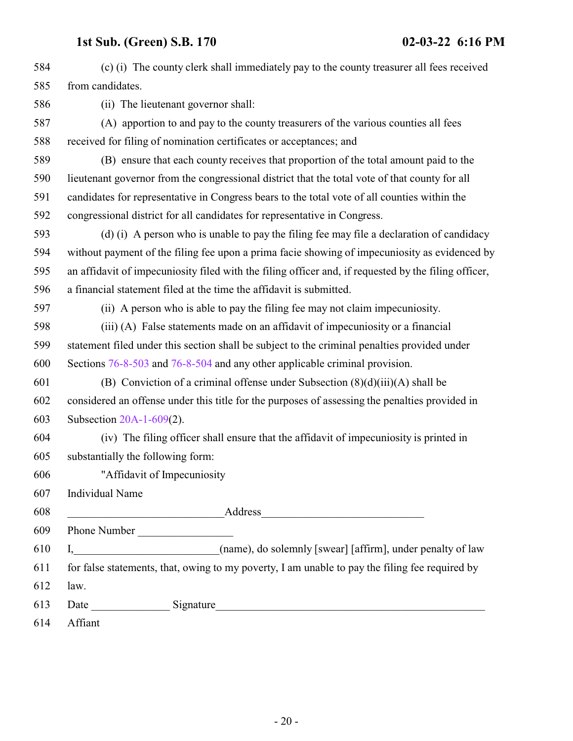(c) (i) The county clerk shall immediately pay to the county treasurer all fees received from candidates.

(ii) The lieutenant governor shall:

(A) apportion to and pay to the county treasurers of the various counties all fees received for filing of nomination certificates or acceptances; and

(B) ensure that each county receives that proportion of the total amount paid to the lieutenant governor from the congressional district that the total vote of that county for all candidates for representative in Congress bears to the total vote of all counties within the congressional district for all candidates for representative in Congress.

(d) (i) A person who is unable to pay the filing fee may file a declaration of candidacy without payment of the filing fee upon a prima facie showing of impecuniosity as evidenced by an affidavit of impecuniosity filed with the filing officer and, if requested by the filing officer, a financial statement filed at the time the affidavit is submitted.

(ii) A person who is able to pay the filing fee may not claim impecuniosity.

(iii) (A) False statements made on an affidavit of impecuniosity or a financial statement filed under this section shall be subject to the criminal penalties provided under Sections 76-8-503 and 76-8-504 and any other applicable criminal provision.

(B) Conviction of a criminal offense under Subsection (8)(d)(iii)(A) shall be considered an offense under this title for the purposes of assessing the penalties provided in Subsection 20A-1-609(2).

(iv) The filing officer shall ensure that the affidavit of impecuniosity is printed in substantially the following form:

"Affidavit of Impecuniosity

Individual Name ____________________________ Address_____________________________

Phone Number _________________

I,__________________________(name), do solemnly [swear] [affirm], under penalty of law for false statements, that, owing to my poverty, I am unable to pay the filing fee required by law.

Date ______________ Signature________________________________________________

Affiant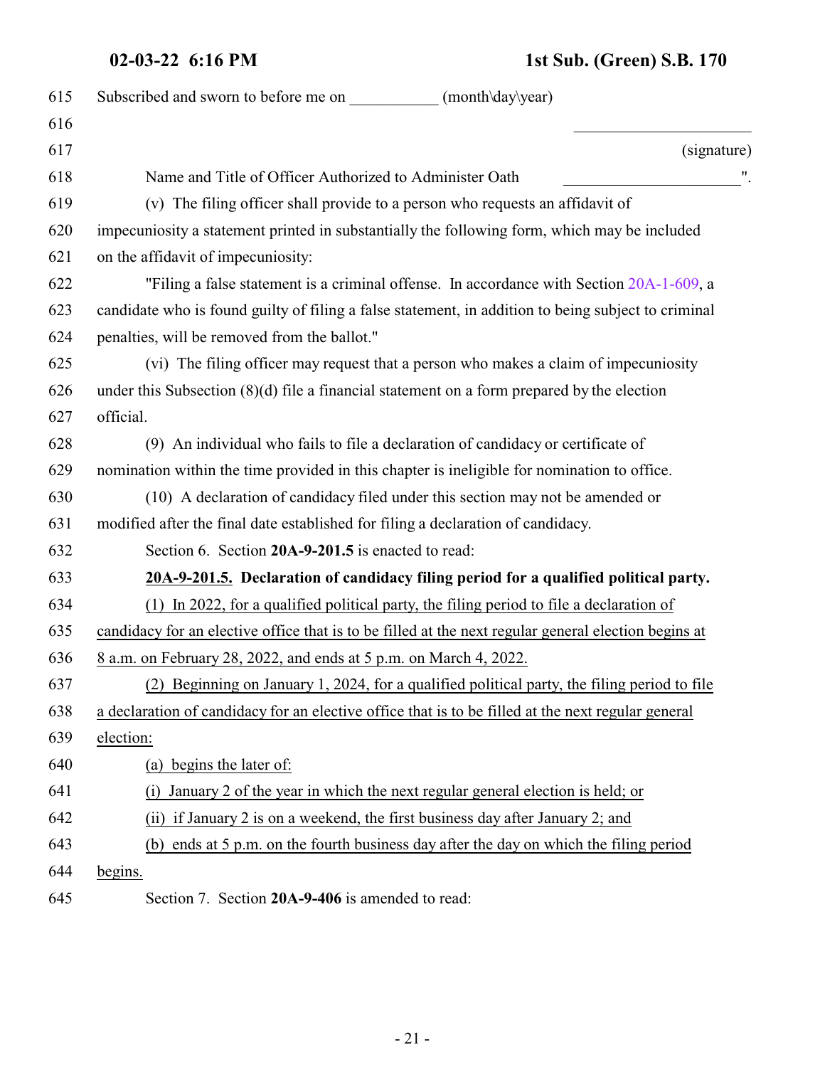Subscribed and sworn to before me on ___________ (month\day\year)

______________________
(signature)

Name and Title of Officer Authorized to Administer Oath ______________________".

(v) The filing officer shall provide to a person who requests an affidavit of impecuniosity a statement printed in substantially the following form, which may be included on the affidavit of impecuniosity:

"Filing a false statement is a criminal offense. In accordance with Section 20A-1-609, a candidate who is found guilty of filing a false statement, in addition to being subject to criminal penalties, will be removed from the ballot."

(vi) The filing officer may request that a person who makes a claim of impecuniosity under this Subsection (8)(d) file a financial statement on a form prepared by the election official.

(9) An individual who fails to file a declaration of candidacy or certificate of nomination within the time provided in this chapter is ineligible for nomination to office.

(10) A declaration of candidacy filed under this section may not be amended or modified after the final date established for filing a declaration of candidacy.

Section 6. Section **20A-9-201.5** is enacted to read:

**20A-9-201.5. Declaration of candidacy filing period for a qualified political party.**

(1) In 2022, for a qualified political party, the filing period to file a declaration of candidacy for an elective office that is to be filled at the next regular general election begins at 8 a.m. on February 28, 2022, and ends at 5 p.m. on March 4, 2022.

(2) Beginning on January 1, 2024, for a qualified political party, the filing period to file a declaration of candidacy for an elective office that is to be filled at the next regular general election:

(a) begins the later of:

(i) January 2 of the year in which the next regular general election is held; or

(ii) if January 2 is on a weekend, the first business day after January 2; and

(b) ends at 5 p.m. on the fourth business day after the day on which the filing period begins.

Section 7. Section **20A-9-406** is amended to read: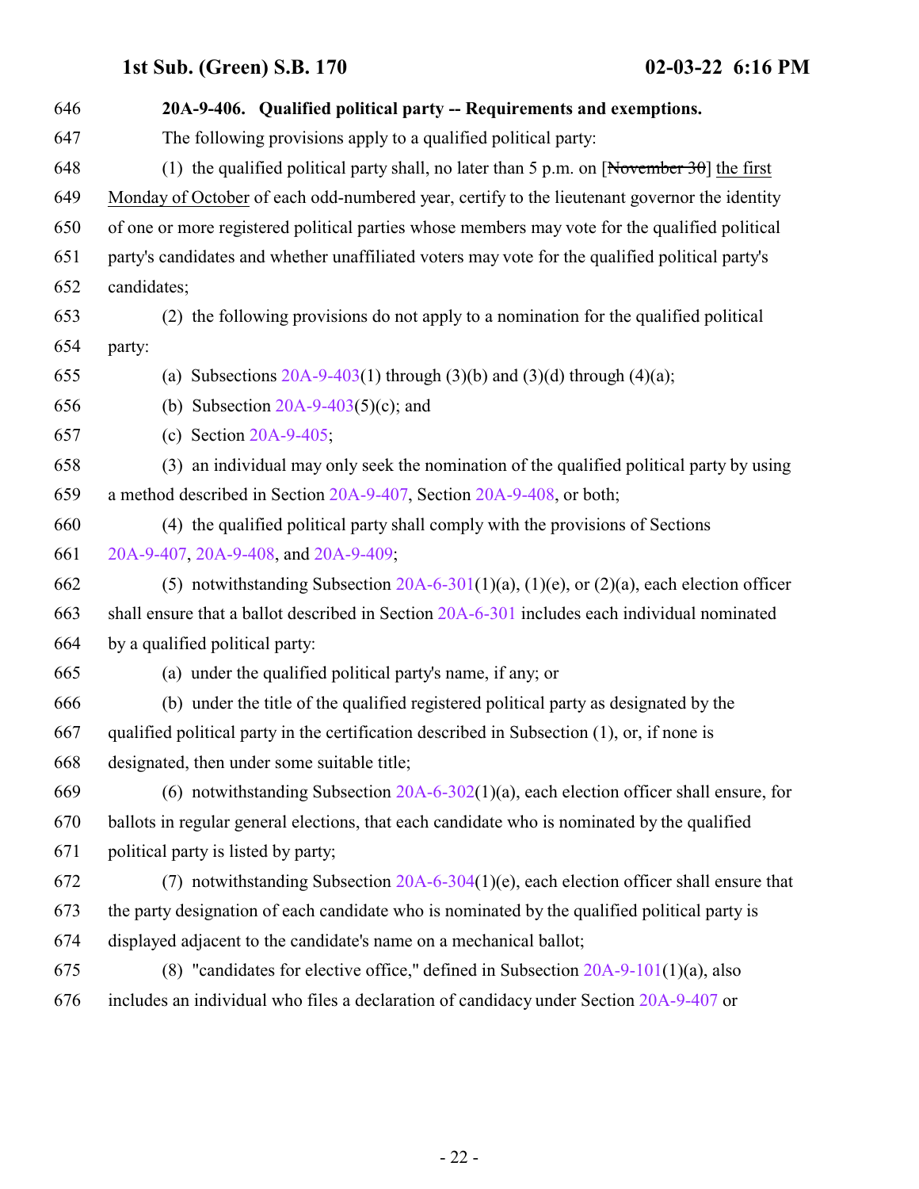**20A-9-406. Qualified political party -- Requirements and exemptions.**

The following provisions apply to a qualified political party:

(1) the qualified political party shall, no later than 5 p.m. on [~~November 30~~] <u>the first Monday of October</u> of each odd-numbered year, certify to the lieutenant governor the identity of one or more registered political parties whose members may vote for the qualified political party's candidates and whether unaffiliated voters may vote for the qualified political party's candidates;

(2) the following provisions do not apply to a nomination for the qualified political party:

(a) Subsections 20A-9-403(1) through (3)(b) and (3)(d) through (4)(a);

(b) Subsection 20A-9-403(5)(c); and

(c) Section 20A-9-405;

(3) an individual may only seek the nomination of the qualified political party by using a method described in Section 20A-9-407, Section 20A-9-408, or both;

(4) the qualified political party shall comply with the provisions of Sections 20A-9-407, 20A-9-408, and 20A-9-409;

(5) notwithstanding Subsection 20A-6-301(1)(a), (1)(e), or (2)(a), each election officer shall ensure that a ballot described in Section 20A-6-301 includes each individual nominated by a qualified political party:

(a) under the qualified political party's name, if any; or

(b) under the title of the qualified registered political party as designated by the qualified political party in the certification described in Subsection (1), or, if none is designated, then under some suitable title;

(6) notwithstanding Subsection 20A-6-302(1)(a), each election officer shall ensure, for ballots in regular general elections, that each candidate who is nominated by the qualified political party is listed by party;

(7) notwithstanding Subsection 20A-6-304(1)(e), each election officer shall ensure that the party designation of each candidate who is nominated by the qualified political party is displayed adjacent to the candidate's name on a mechanical ballot;

(8) "candidates for elective office," defined in Subsection 20A-9-101(1)(a), also includes an individual who files a declaration of candidacy under Section 20A-9-407 or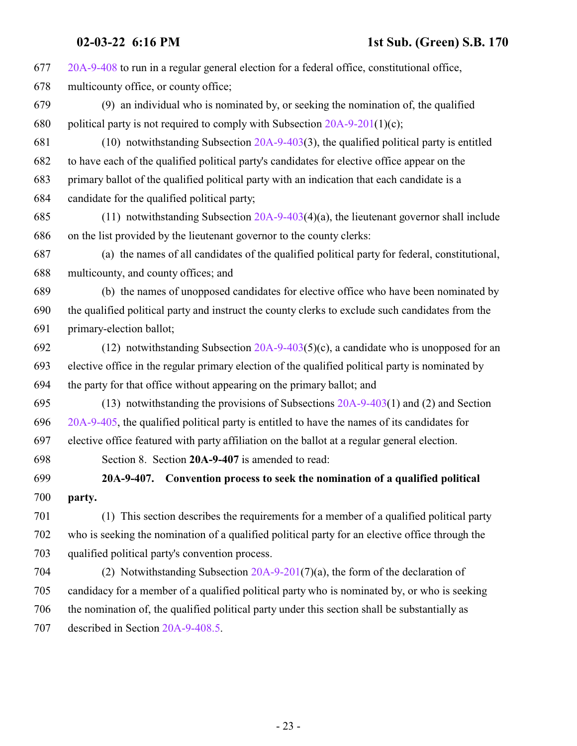20A-9-408 to run in a regular general election for a federal office, constitutional office, multicounty office, or county office;

(9) an individual who is nominated by, or seeking the nomination of, the qualified political party is not required to comply with Subsection 20A-9-201(1)(c);

(10) notwithstanding Subsection 20A-9-403(3), the qualified political party is entitled to have each of the qualified political party's candidates for elective office appear on the primary ballot of the qualified political party with an indication that each candidate is a candidate for the qualified political party;

(11) notwithstanding Subsection 20A-9-403(4)(a), the lieutenant governor shall include on the list provided by the lieutenant governor to the county clerks:

(a) the names of all candidates of the qualified political party for federal, constitutional, multicounty, and county offices; and

(b) the names of unopposed candidates for elective office who have been nominated by the qualified political party and instruct the county clerks to exclude such candidates from the primary-election ballot;

(12) notwithstanding Subsection 20A-9-403(5)(c), a candidate who is unopposed for an elective office in the regular primary election of the qualified political party is nominated by the party for that office without appearing on the primary ballot; and

(13) notwithstanding the provisions of Subsections 20A-9-403(1) and (2) and Section 20A-9-405, the qualified political party is entitled to have the names of its candidates for elective office featured with party affiliation on the ballot at a regular general election.

Section 8. Section **20A-9-407** is amended to read:

**20A-9-407. Convention process to seek the nomination of a qualified political party.**

(1) This section describes the requirements for a member of a qualified political party who is seeking the nomination of a qualified political party for an elective office through the qualified political party's convention process.

(2) Notwithstanding Subsection 20A-9-201(7)(a), the form of the declaration of candidacy for a member of a qualified political party who is nominated by, or who is seeking the nomination of, the qualified political party under this section shall be substantially as described in Section 20A-9-408.5.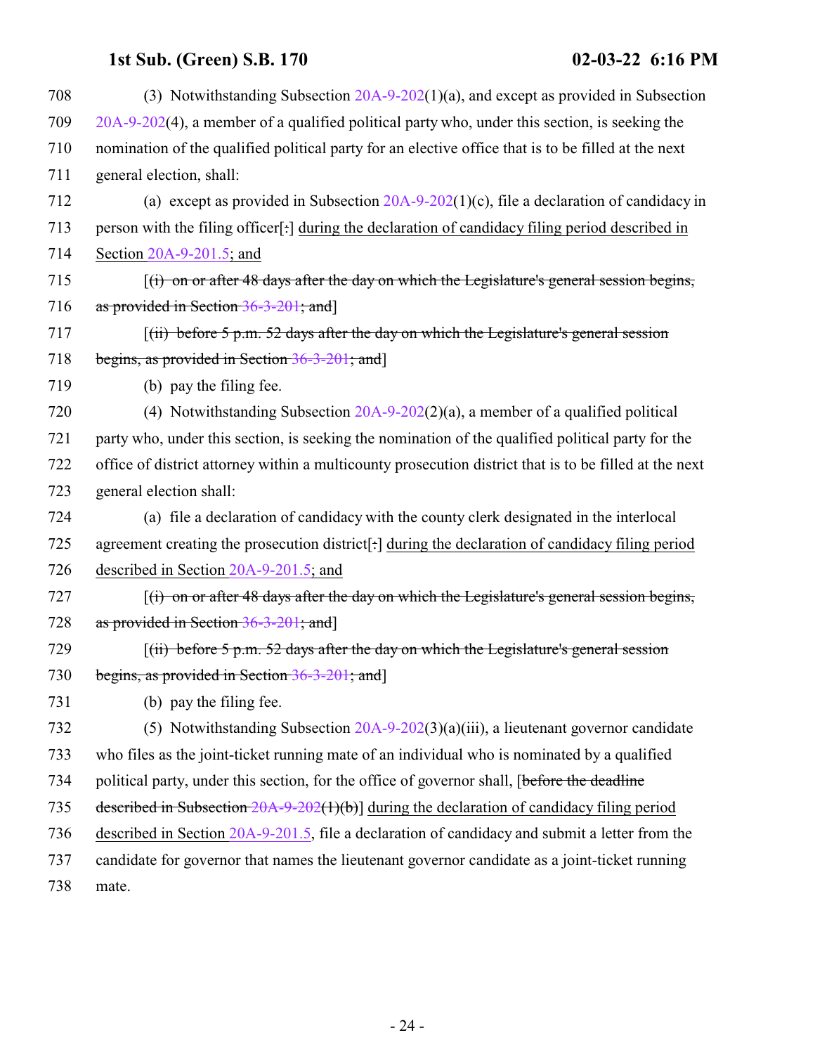(3) Notwithstanding Subsection 20A-9-202(1)(a), and except as provided in Subsection 20A-9-202(4), a member of a qualified political party who, under this section, is seeking the nomination of the qualified political party for an elective office that is to be filled at the next general election, shall:

(a) except as provided in Subsection 20A-9-202(1)(c), file a declaration of candidacy in person with the filing officer[~~:~~] <u>during the declaration of candidacy filing period described in Section 20A-9-201.5; and</u>

[~~(i) on or after 48 days after the day on which the Legislature's general session begins, as provided in Section 36-3-201; and~~]

[~~(ii) before 5 p.m. 52 days after the day on which the Legislature's general session begins, as provided in Section 36-3-201; and~~]

(b) pay the filing fee.

(4) Notwithstanding Subsection 20A-9-202(2)(a), a member of a qualified political party who, under this section, is seeking the nomination of the qualified political party for the office of district attorney within a multicounty prosecution district that is to be filled at the next general election shall:

(a) file a declaration of candidacy with the county clerk designated in the interlocal agreement creating the prosecution district[~~:~~] <u>during the declaration of candidacy filing period described in Section 20A-9-201.5; and</u>

[~~(i) on or after 48 days after the day on which the Legislature's general session begins, as provided in Section 36-3-201; and~~]

[~~(ii) before 5 p.m. 52 days after the day on which the Legislature's general session begins, as provided in Section 36-3-201; and~~]

(b) pay the filing fee.

(5) Notwithstanding Subsection 20A-9-202(3)(a)(iii), a lieutenant governor candidate who files as the joint-ticket running mate of an individual who is nominated by a qualified political party, under this section, for the office of governor shall, [~~before the deadline described in Subsection 20A-9-202(1)(b)~~] <u>during the declaration of candidacy filing period described in Section 20A-9-201.5</u>, file a declaration of candidacy and submit a letter from the candidate for governor that names the lieutenant governor candidate as a joint-ticket running mate.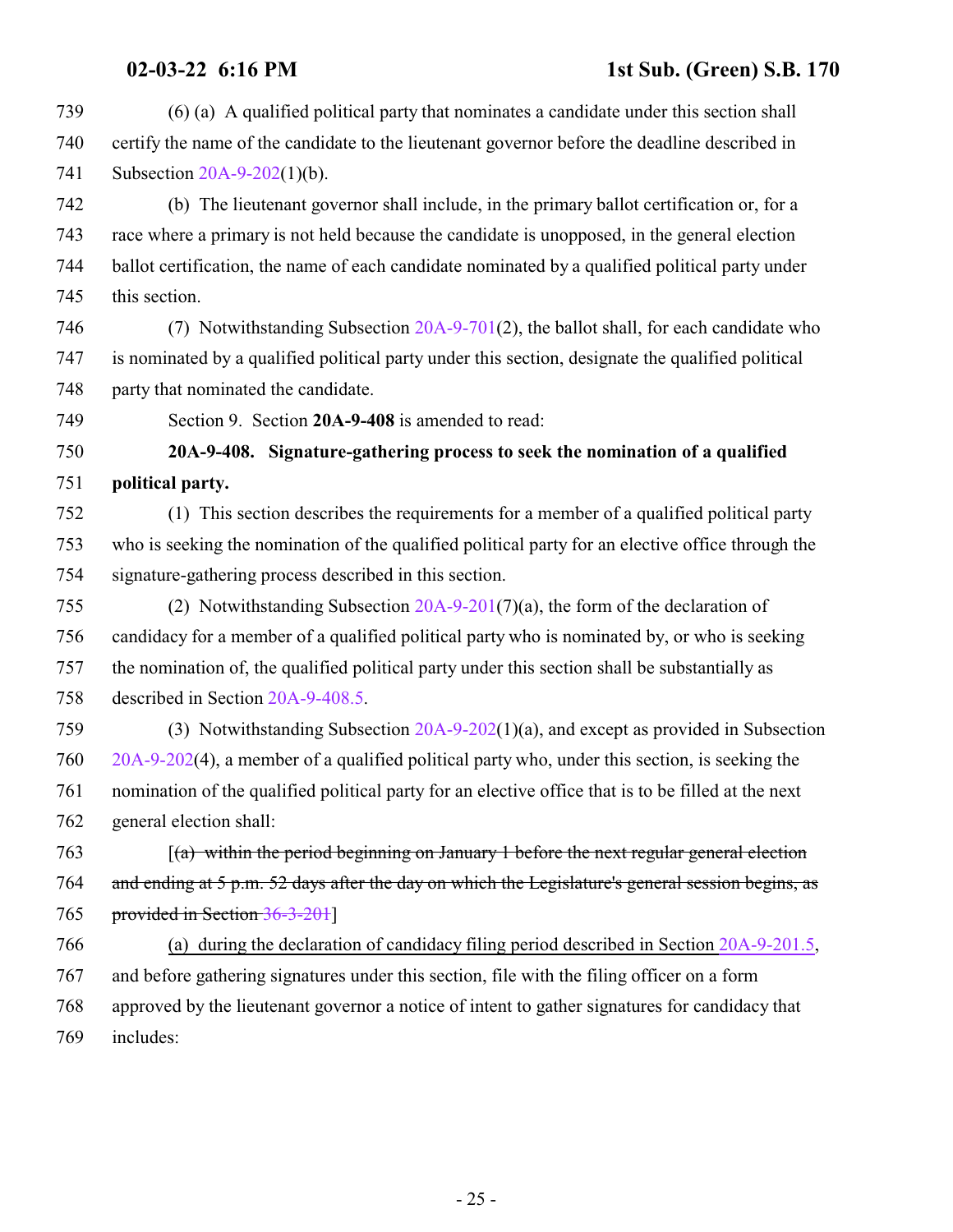(6) (a) A qualified political party that nominates a candidate under this section shall certify the name of the candidate to the lieutenant governor before the deadline described in Subsection 20A-9-202(1)(b).

(b) The lieutenant governor shall include, in the primary ballot certification or, for a race where a primary is not held because the candidate is unopposed, in the general election ballot certification, the name of each candidate nominated by a qualified political party under this section.

(7) Notwithstanding Subsection 20A-9-701(2), the ballot shall, for each candidate who is nominated by a qualified political party under this section, designate the qualified political party that nominated the candidate.

Section 9. Section **20A-9-408** is amended to read:

**20A-9-408. Signature-gathering process to seek the nomination of a qualified political party.**

(1) This section describes the requirements for a member of a qualified political party who is seeking the nomination of the qualified political party for an elective office through the signature-gathering process described in this section.

(2) Notwithstanding Subsection 20A-9-201(7)(a), the form of the declaration of candidacy for a member of a qualified political party who is nominated by, or who is seeking the nomination of, the qualified political party under this section shall be substantially as described in Section 20A-9-408.5.

(3) Notwithstanding Subsection 20A-9-202(1)(a), and except as provided in Subsection 20A-9-202(4), a member of a qualified political party who, under this section, is seeking the nomination of the qualified political party for an elective office that is to be filled at the next general election shall:

[~~(a) within the period beginning on January 1 before the next regular general election and ending at 5 p.m. 52 days after the day on which the Legislature's general session begins, as provided in Section 36-3-201~~]

<u>(a) during the declaration of candidacy filing period described in Section 20A-9-201.5</u>, and before gathering signatures under this section, file with the filing officer on a form approved by the lieutenant governor a notice of intent to gather signatures for candidacy that includes: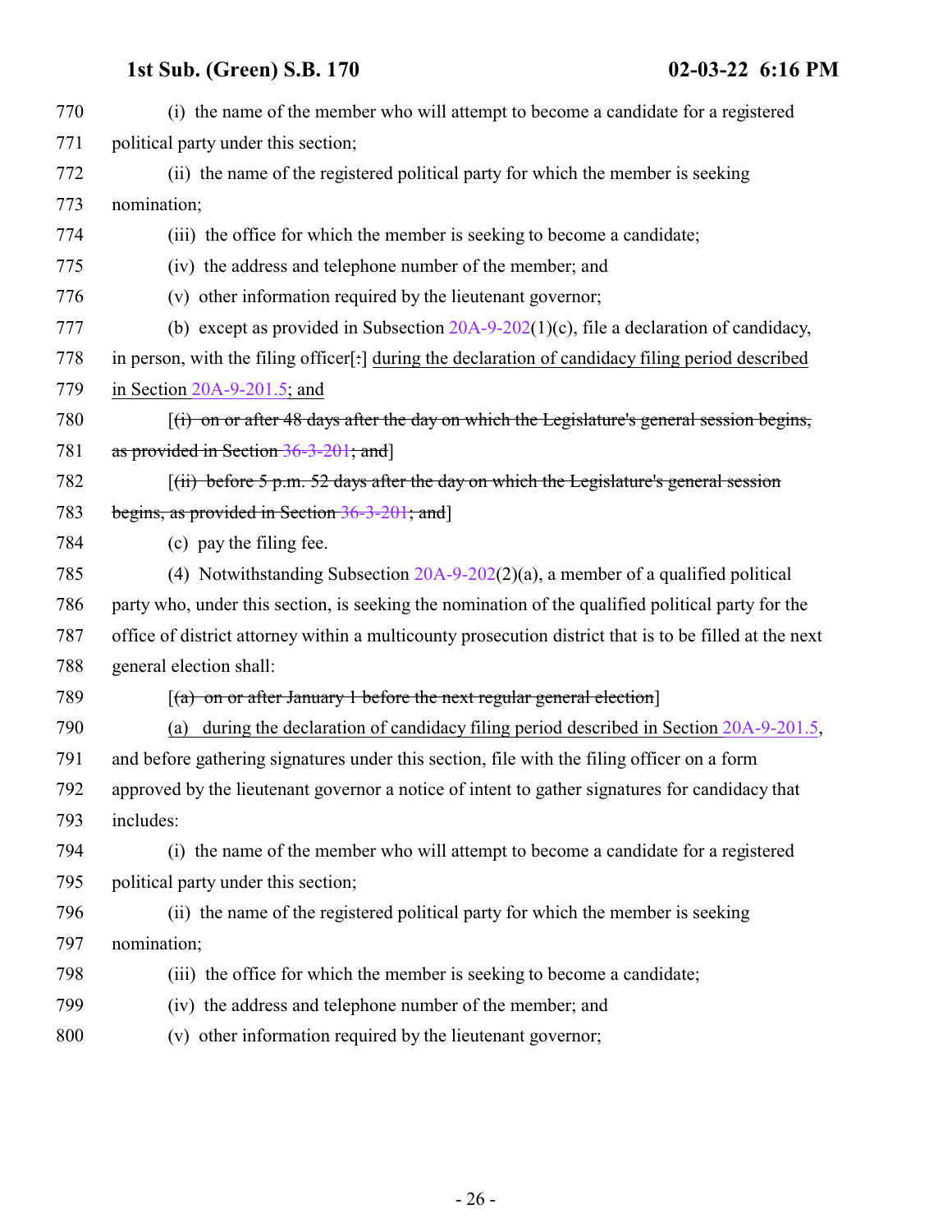770 (i) the name of the member who will attempt to become a candidate for a registered
771 political party under this section;

772 (ii) the name of the registered political party for which the member is seeking
773 nomination;

774 (iii) the office for which the member is seeking to become a candidate;

775 (iv) the address and telephone number of the member; and

776 (v) other information required by the lieutenant governor;

777 (b) except as provided in Subsection 20A-9-202(1)(c), file a declaration of candidacy,
778 in person, with the filing officer[~~:~~] <u>during the declaration of candidacy filing period described</u>
779 <u>in Section 20A-9-201.5; and</u>

780 [~~(i) on or after 48 days after the day on which the Legislature's general session begins,~~
781 ~~as provided in Section 36-3-201; and~~]

782 [~~(ii) before 5 p.m. 52 days after the day on which the Legislature's general session~~
783 ~~begins, as provided in Section 36-3-201; and~~]

784 (c) pay the filing fee.

785 (4) Notwithstanding Subsection 20A-9-202(2)(a), a member of a qualified political
786 party who, under this section, is seeking the nomination of the qualified political party for the
787 office of district attorney within a multicounty prosecution district that is to be filled at the next
788 general election shall:

789 [~~(a) on or after January 1 before the next regular general election~~]

790 <u>(a) during the declaration of candidacy filing period described in Section 20A-9-201.5</u>,
791 and before gathering signatures under this section, file with the filing officer on a form
792 approved by the lieutenant governor a notice of intent to gather signatures for candidacy that
793 includes:

794 (i) the name of the member who will attempt to become a candidate for a registered
795 political party under this section;

796 (ii) the name of the registered political party for which the member is seeking
797 nomination;

798 (iii) the office for which the member is seeking to become a candidate;

799 (iv) the address and telephone number of the member; and

800 (v) other information required by the lieutenant governor;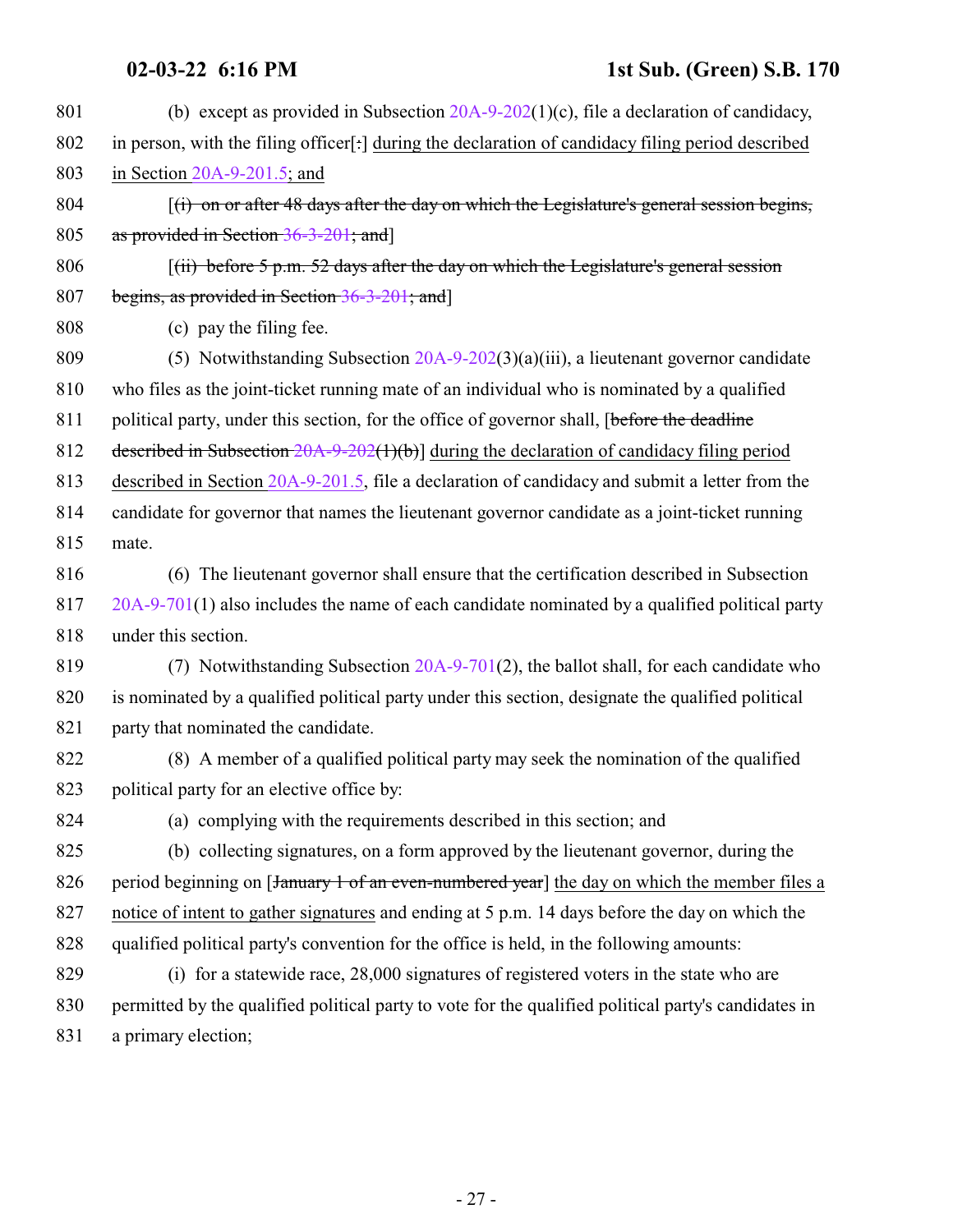801 (b) except as provided in Subsection 20A-9-202(1)(c), file a declaration of candidacy,

802 in person, with the filing officer[:] during the declaration of candidacy filing period described

803 in Section 20A-9-201.5; and

804 [(i) on or after 48 days after the day on which the Legislature's general session begins,

805 as provided in Section 36-3-201; and]

806 [(ii) before 5 p.m. 52 days after the day on which the Legislature's general session

807 begins, as provided in Section 36-3-201; and]

808 (c) pay the filing fee.

809 (5) Notwithstanding Subsection 20A-9-202(3)(a)(iii), a lieutenant governor candidate

810 who files as the joint-ticket running mate of an individual who is nominated by a qualified

811 political party, under this section, for the office of governor shall, [before the deadline

812 described in Subsection 20A-9-202(1)(b)] during the declaration of candidacy filing period

813 described in Section 20A-9-201.5, file a declaration of candidacy and submit a letter from the

814 candidate for governor that names the lieutenant governor candidate as a joint-ticket running

815 mate.

816 (6) The lieutenant governor shall ensure that the certification described in Subsection

817 20A-9-701(1) also includes the name of each candidate nominated by a qualified political party

818 under this section.

819 (7) Notwithstanding Subsection 20A-9-701(2), the ballot shall, for each candidate who

820 is nominated by a qualified political party under this section, designate the qualified political

821 party that nominated the candidate.

822 (8) A member of a qualified political party may seek the nomination of the qualified

823 political party for an elective office by:

824 (a) complying with the requirements described in this section; and

825 (b) collecting signatures, on a form approved by the lieutenant governor, during the

826 period beginning on [January 1 of an even-numbered year] the day on which the member files a

827 notice of intent to gather signatures and ending at 5 p.m. 14 days before the day on which the

828 qualified political party's convention for the office is held, in the following amounts:

829 (i) for a statewide race, 28,000 signatures of registered voters in the state who are

830 permitted by the qualified political party to vote for the qualified political party's candidates in

831 a primary election;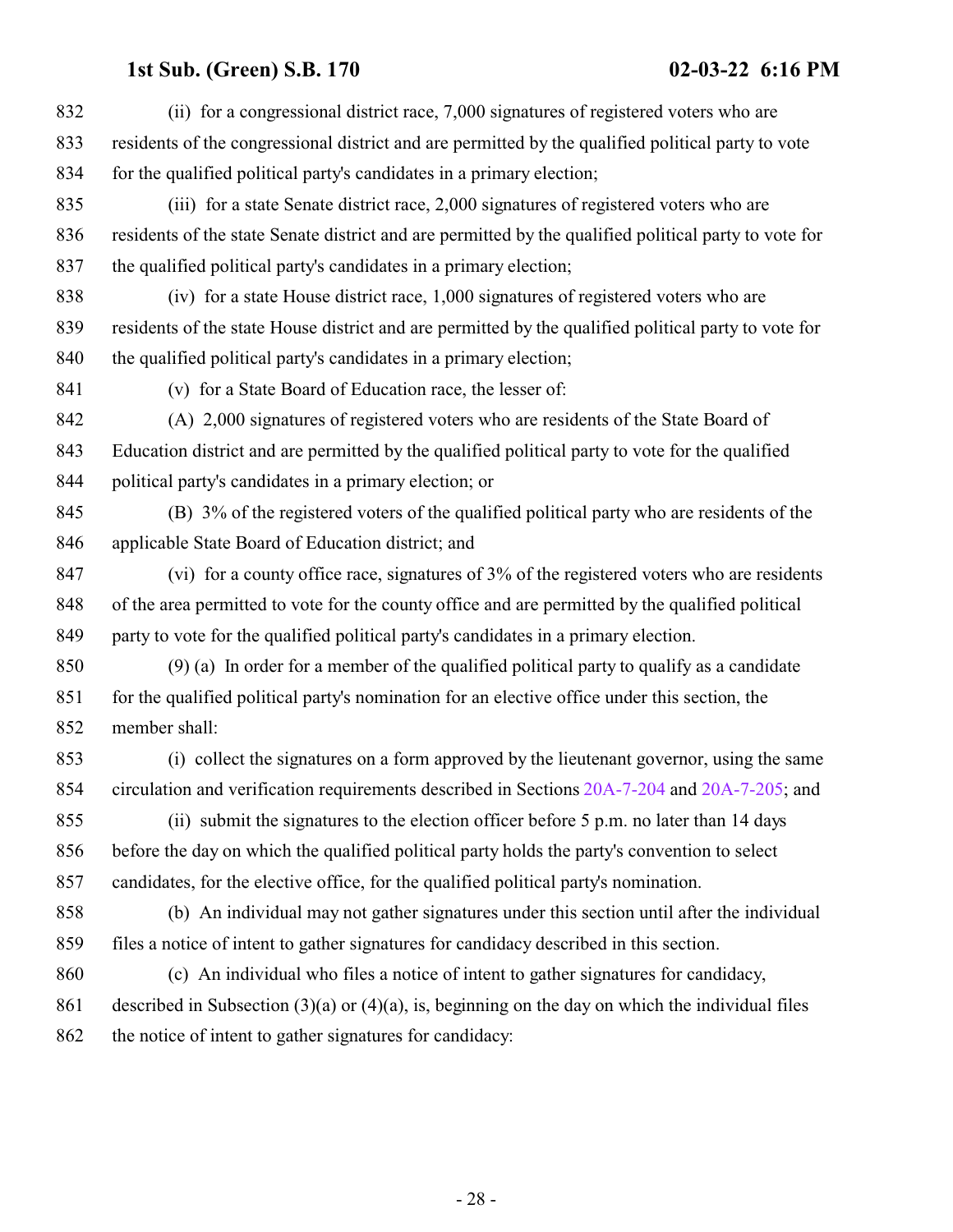(ii) for a congressional district race, 7,000 signatures of registered voters who are residents of the congressional district and are permitted by the qualified political party to vote for the qualified political party's candidates in a primary election;

(iii) for a state Senate district race, 2,000 signatures of registered voters who are residents of the state Senate district and are permitted by the qualified political party to vote for the qualified political party's candidates in a primary election;

(iv) for a state House district race, 1,000 signatures of registered voters who are residents of the state House district and are permitted by the qualified political party to vote for the qualified political party's candidates in a primary election;

(v) for a State Board of Education race, the lesser of:

(A) 2,000 signatures of registered voters who are residents of the State Board of Education district and are permitted by the qualified political party to vote for the qualified political party's candidates in a primary election; or

(B) 3% of the registered voters of the qualified political party who are residents of the applicable State Board of Education district; and

(vi) for a county office race, signatures of 3% of the registered voters who are residents of the area permitted to vote for the county office and are permitted by the qualified political party to vote for the qualified political party's candidates in a primary election.

(9) (a) In order for a member of the qualified political party to qualify as a candidate for the qualified political party's nomination for an elective office under this section, the member shall:

(i) collect the signatures on a form approved by the lieutenant governor, using the same circulation and verification requirements described in Sections 20A-7-204 and 20A-7-205; and

(ii) submit the signatures to the election officer before 5 p.m. no later than 14 days before the day on which the qualified political party holds the party's convention to select candidates, for the elective office, for the qualified political party's nomination.

(b) An individual may not gather signatures under this section until after the individual files a notice of intent to gather signatures for candidacy described in this section.

(c) An individual who files a notice of intent to gather signatures for candidacy, described in Subsection (3)(a) or (4)(a), is, beginning on the day on which the individual files the notice of intent to gather signatures for candidacy: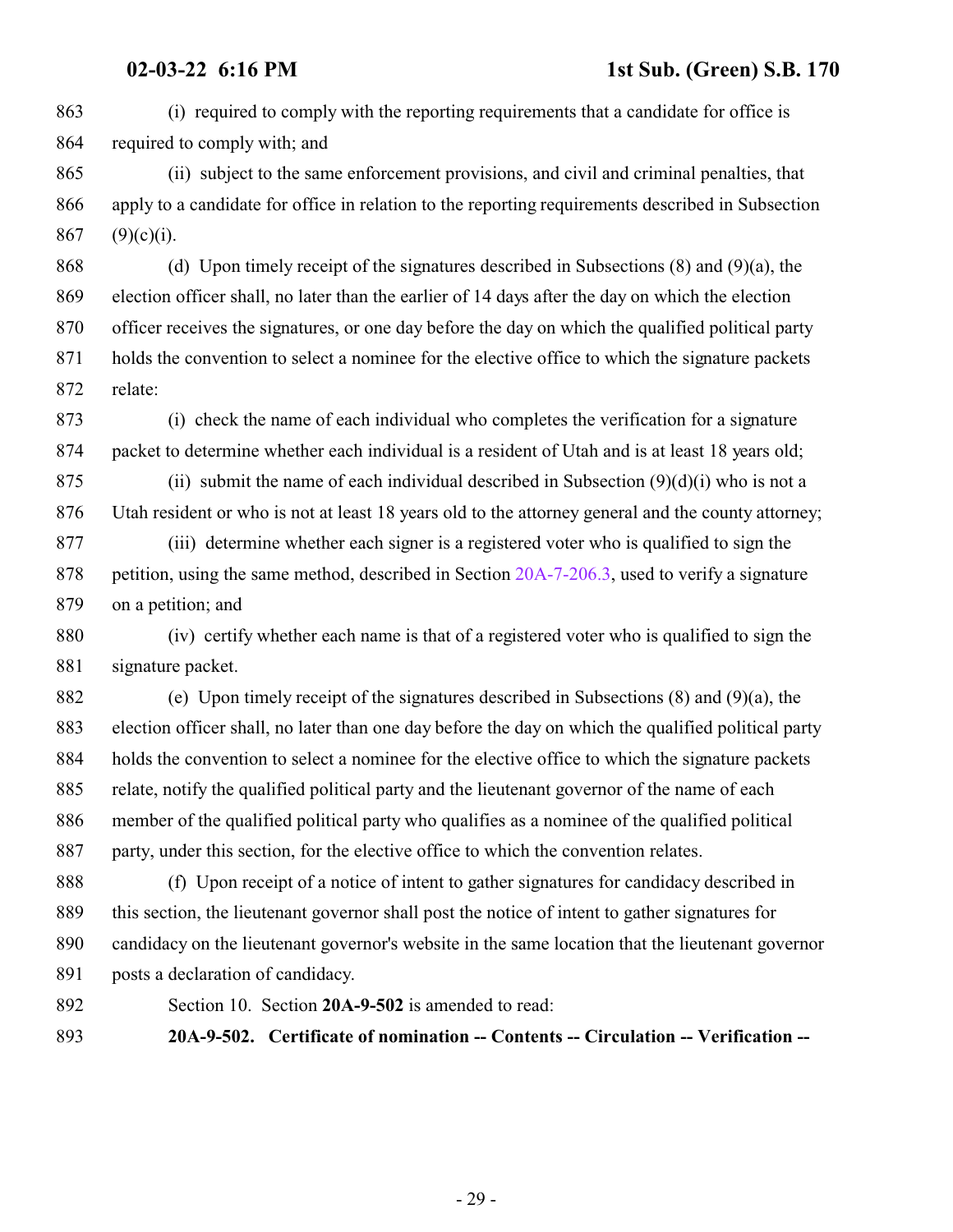(i) required to comply with the reporting requirements that a candidate for office is required to comply with; and

(ii) subject to the same enforcement provisions, and civil and criminal penalties, that apply to a candidate for office in relation to the reporting requirements described in Subsection (9)(c)(i).

(d) Upon timely receipt of the signatures described in Subsections (8) and (9)(a), the election officer shall, no later than the earlier of 14 days after the day on which the election officer receives the signatures, or one day before the day on which the qualified political party holds the convention to select a nominee for the elective office to which the signature packets relate:

(i) check the name of each individual who completes the verification for a signature packet to determine whether each individual is a resident of Utah and is at least 18 years old;

(ii) submit the name of each individual described in Subsection (9)(d)(i) who is not a Utah resident or who is not at least 18 years old to the attorney general and the county attorney;

(iii) determine whether each signer is a registered voter who is qualified to sign the petition, using the same method, described in Section 20A-7-206.3, used to verify a signature on a petition; and

(iv) certify whether each name is that of a registered voter who is qualified to sign the signature packet.

(e) Upon timely receipt of the signatures described in Subsections (8) and (9)(a), the election officer shall, no later than one day before the day on which the qualified political party holds the convention to select a nominee for the elective office to which the signature packets relate, notify the qualified political party and the lieutenant governor of the name of each member of the qualified political party who qualifies as a nominee of the qualified political party, under this section, for the elective office to which the convention relates.

(f) Upon receipt of a notice of intent to gather signatures for candidacy described in this section, the lieutenant governor shall post the notice of intent to gather signatures for candidacy on the lieutenant governor's website in the same location that the lieutenant governor posts a declaration of candidacy.

Section 10. Section **20A-9-502** is amended to read:

**20A-9-502. Certificate of nomination -- Contents -- Circulation -- Verification --**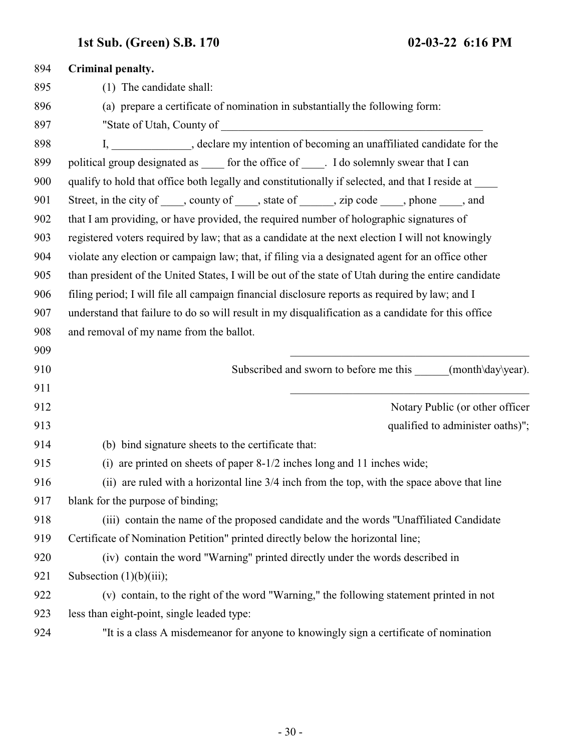**Criminal penalty.**

(1) The candidate shall:

(a) prepare a certificate of nomination in substantially the following form:

"State of Utah, County of ________________________________________________

I, ______________, declare my intention of becoming an unaffiliated candidate for the political group designated as ____ for the office of ____. I do solemnly swear that I can qualify to hold that office both legally and constitutionally if selected, and that I reside at ____ Street, in the city of ____, county of ____, state of ______, zip code ____, phone ____, and that I am providing, or have provided, the required number of holographic signatures of registered voters required by law; that as a candidate at the next election I will not knowingly violate any election or campaign law; that, if filing via a designated agent for an office other than president of the United States, I will be out of the state of Utah during the entire candidate filing period; I will file all campaign financial disclosure reports as required by law; and I understand that failure to do so will result in my disqualification as a candidate for this office and removal of my name from the ballot.

_____________________________________________

Subscribed and sworn to before me this ______(month\day\year).

_____________________________________________

Notary Public (or other officer qualified to administer oaths)";

(b) bind signature sheets to the certificate that:

(i) are printed on sheets of paper 8-1/2 inches long and 11 inches wide;

(ii) are ruled with a horizontal line 3/4 inch from the top, with the space above that line blank for the purpose of binding;

(iii) contain the name of the proposed candidate and the words "Unaffiliated Candidate Certificate of Nomination Petition" printed directly below the horizontal line;

(iv) contain the word "Warning" printed directly under the words described in Subsection (1)(b)(iii);

(v) contain, to the right of the word "Warning," the following statement printed in not less than eight-point, single leaded type:

"It is a class A misdemeanor for anyone to knowingly sign a certificate of nomination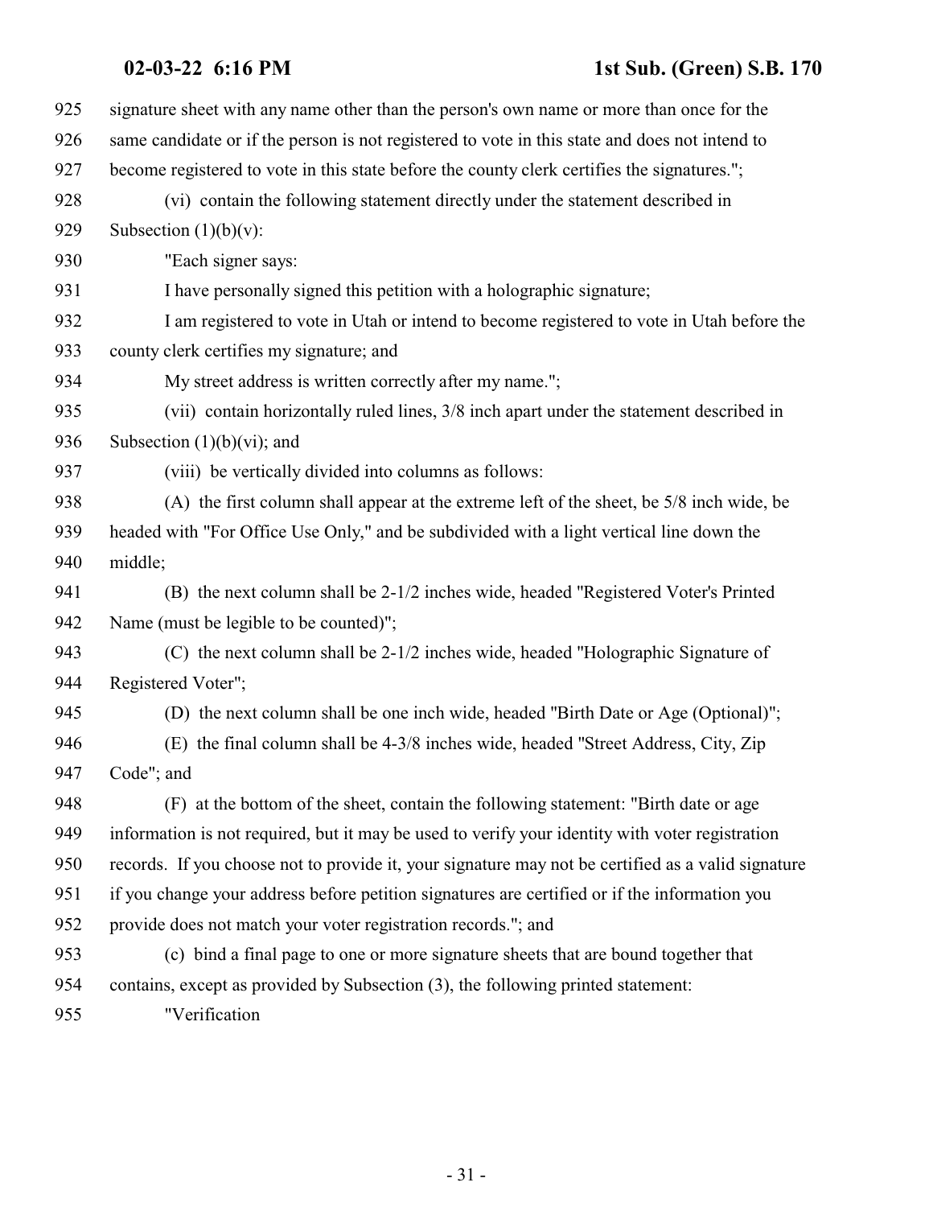signature sheet with any name other than the person's own name or more than once for the same candidate or if the person is not registered to vote in this state and does not intend to become registered to vote in this state before the county clerk certifies the signatures.";

(vi) contain the following statement directly under the statement described in Subsection (1)(b)(v):

"Each signer says:

I have personally signed this petition with a holographic signature;

I am registered to vote in Utah or intend to become registered to vote in Utah before the county clerk certifies my signature; and

My street address is written correctly after my name.";

(vii) contain horizontally ruled lines, 3/8 inch apart under the statement described in Subsection (1)(b)(vi); and

(viii) be vertically divided into columns as follows:

(A) the first column shall appear at the extreme left of the sheet, be 5/8 inch wide, be headed with "For Office Use Only," and be subdivided with a light vertical line down the middle;

(B) the next column shall be 2-1/2 inches wide, headed "Registered Voter's Printed Name (must be legible to be counted)";

(C) the next column shall be 2-1/2 inches wide, headed "Holographic Signature of Registered Voter";

(D) the next column shall be one inch wide, headed "Birth Date or Age (Optional)";

(E) the final column shall be 4-3/8 inches wide, headed "Street Address, City, Zip Code"; and

(F) at the bottom of the sheet, contain the following statement: "Birth date or age information is not required, but it may be used to verify your identity with voter registration records. If you choose not to provide it, your signature may not be certified as a valid signature if you change your address before petition signatures are certified or if the information you provide does not match your voter registration records."; and

(c) bind a final page to one or more signature sheets that are bound together that contains, except as provided by Subsection (3), the following printed statement:

"Verification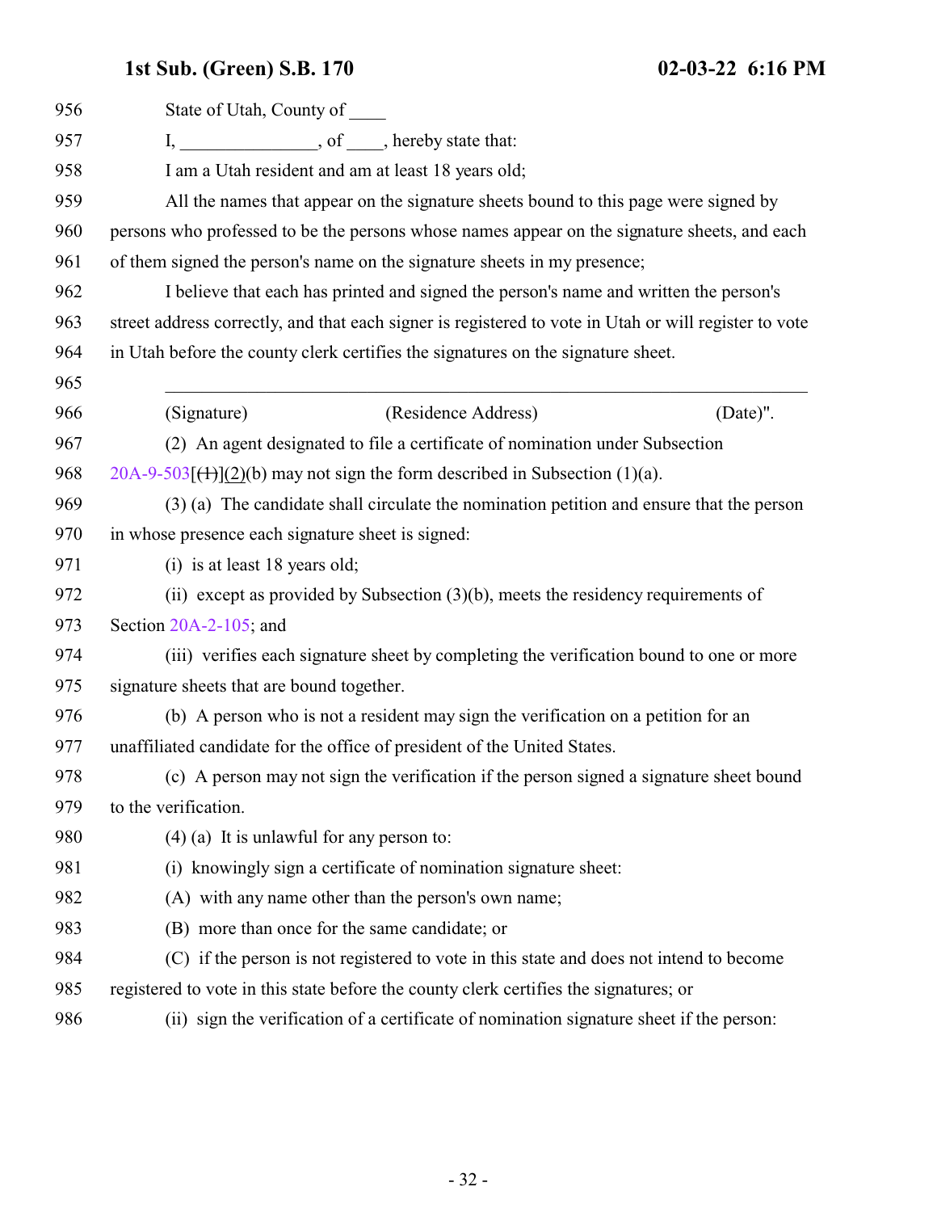956 State of Utah, County of ____

957 I, _______________, of ____, hereby state that:

958 I am a Utah resident and am at least 18 years old;

959 All the names that appear on the signature sheets bound to this page were signed by
960 persons who professed to be the persons whose names appear on the signature sheets, and each
961 of them signed the person's name on the signature sheets in my presence;

962 I believe that each has printed and signed the person's name and written the person's
963 street address correctly, and that each signer is registered to vote in Utah or will register to vote
964 in Utah before the county clerk certifies the signatures on the signature sheet.

965 ______________________________________________________________

966 (Signature) (Residence Address) (Date)".

967 (2) An agent designated to file a certificate of nomination under Subsection
968 20A-9-503[~~(1)~~](2)(b) may not sign the form described in Subsection (1)(a).

969 (3) (a) The candidate shall circulate the nomination petition and ensure that the person
970 in whose presence each signature sheet is signed:

971 (i) is at least 18 years old;

972 (ii) except as provided by Subsection (3)(b), meets the residency requirements of
973 Section 20A-2-105; and

974 (iii) verifies each signature sheet by completing the verification bound to one or more
975 signature sheets that are bound together.

976 (b) A person who is not a resident may sign the verification on a petition for an
977 unaffiliated candidate for the office of president of the United States.

978 (c) A person may not sign the verification if the person signed a signature sheet bound
979 to the verification.

980 (4) (a) It is unlawful for any person to:

981 (i) knowingly sign a certificate of nomination signature sheet:

982 (A) with any name other than the person's own name;

983 (B) more than once for the same candidate; or

984 (C) if the person is not registered to vote in this state and does not intend to become
985 registered to vote in this state before the county clerk certifies the signatures; or

986 (ii) sign the verification of a certificate of nomination signature sheet if the person: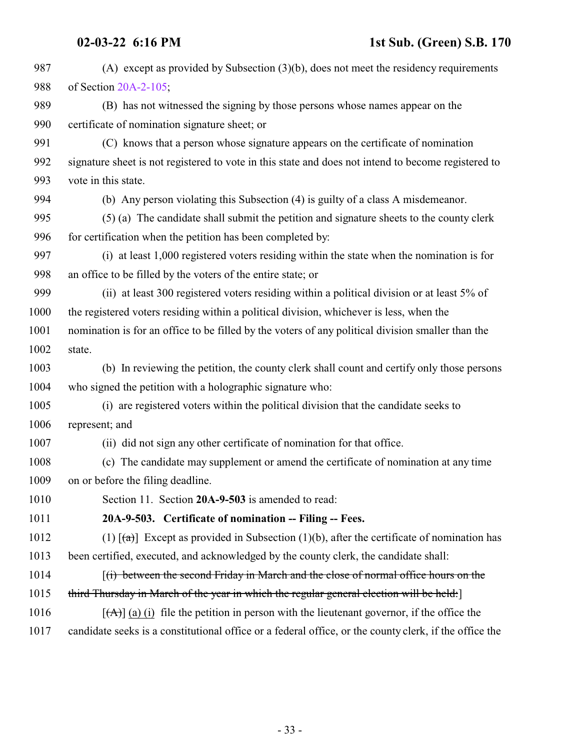(A) except as provided by Subsection (3)(b), does not meet the residency requirements of Section 20A-2-105;

(B) has not witnessed the signing by those persons whose names appear on the certificate of nomination signature sheet; or

(C) knows that a person whose signature appears on the certificate of nomination signature sheet is not registered to vote in this state and does not intend to become registered to vote in this state.

(b) Any person violating this Subsection (4) is guilty of a class A misdemeanor.

(5) (a) The candidate shall submit the petition and signature sheets to the county clerk for certification when the petition has been completed by:

(i) at least 1,000 registered voters residing within the state when the nomination is for an office to be filled by the voters of the entire state; or

(ii) at least 300 registered voters residing within a political division or at least 5% of the registered voters residing within a political division, whichever is less, when the nomination is for an office to be filled by the voters of any political division smaller than the state.

(b) In reviewing the petition, the county clerk shall count and certify only those persons who signed the petition with a holographic signature who:

(i) are registered voters within the political division that the candidate seeks to represent; and

(ii) did not sign any other certificate of nomination for that office.

(c) The candidate may supplement or amend the certificate of nomination at any time on or before the filing deadline.

Section 11. Section **20A-9-503** is amended to read:

**20A-9-503. Certificate of nomination -- Filing -- Fees.**

(1) [~~(a)~~] Except as provided in Subsection (1)(b), after the certificate of nomination has been certified, executed, and acknowledged by the county clerk, the candidate shall:

[~~(i) between the second Friday in March and the close of normal office hours on the third Thursday in March of the year in which the regular general election will be held:~~]

[~~(A)~~] (a) (i) file the petition in person with the lieutenant governor, if the office the candidate seeks is a constitutional office or a federal office, or the county clerk, if the office the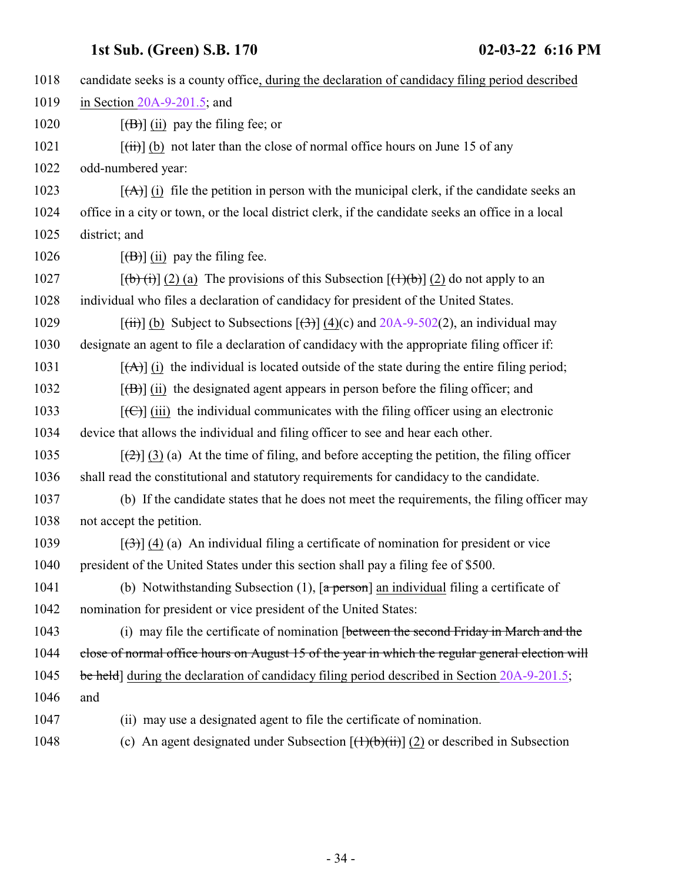1018 candidate seeks is a county office, during the declaration of candidacy filing period described

1019 in Section 20A-9-201.5; and

1020 [(B)] (ii) pay the filing fee; or

1021 [(ii)] (b) not later than the close of normal office hours on June 15 of any

1022 odd-numbered year:

1023 [(A)] (i) file the petition in person with the municipal clerk, if the candidate seeks an

1024 office in a city or town, or the local district clerk, if the candidate seeks an office in a local

1025 district; and

1026 [(B)] (ii) pay the filing fee.

1027 [(b) (i)] (2) (a) The provisions of this Subsection [(1)(b)] (2) do not apply to an

1028 individual who files a declaration of candidacy for president of the United States.

1029 [(ii)] (b) Subject to Subsections [(3)] (4)(c) and 20A-9-502(2), an individual may

1030 designate an agent to file a declaration of candidacy with the appropriate filing officer if:

1031 [(A)] (i) the individual is located outside of the state during the entire filing period;

1032 [(B)] (ii) the designated agent appears in person before the filing officer; and

1033 [(C)] (iii) the individual communicates with the filing officer using an electronic

1034 device that allows the individual and filing officer to see and hear each other.

1035 [(2)] (3) (a) At the time of filing, and before accepting the petition, the filing officer

1036 shall read the constitutional and statutory requirements for candidacy to the candidate.

1037 (b) If the candidate states that he does not meet the requirements, the filing officer may

1038 not accept the petition.

1039 [(3)] (4) (a) An individual filing a certificate of nomination for president or vice

1040 president of the United States under this section shall pay a filing fee of $500.

1041 (b) Notwithstanding Subsection (1), [a person] an individual filing a certificate of

1042 nomination for president or vice president of the United States:

1043 (i) may file the certificate of nomination [between the second Friday in March and the

1044 close of normal office hours on August 15 of the year in which the regular general election will

1045 be held] during the declaration of candidacy filing period described in Section 20A-9-201.5;

1046 and

1047 (ii) may use a designated agent to file the certificate of nomination.

1048 (c) An agent designated under Subsection [(1)(b)(ii)] (2) or described in Subsection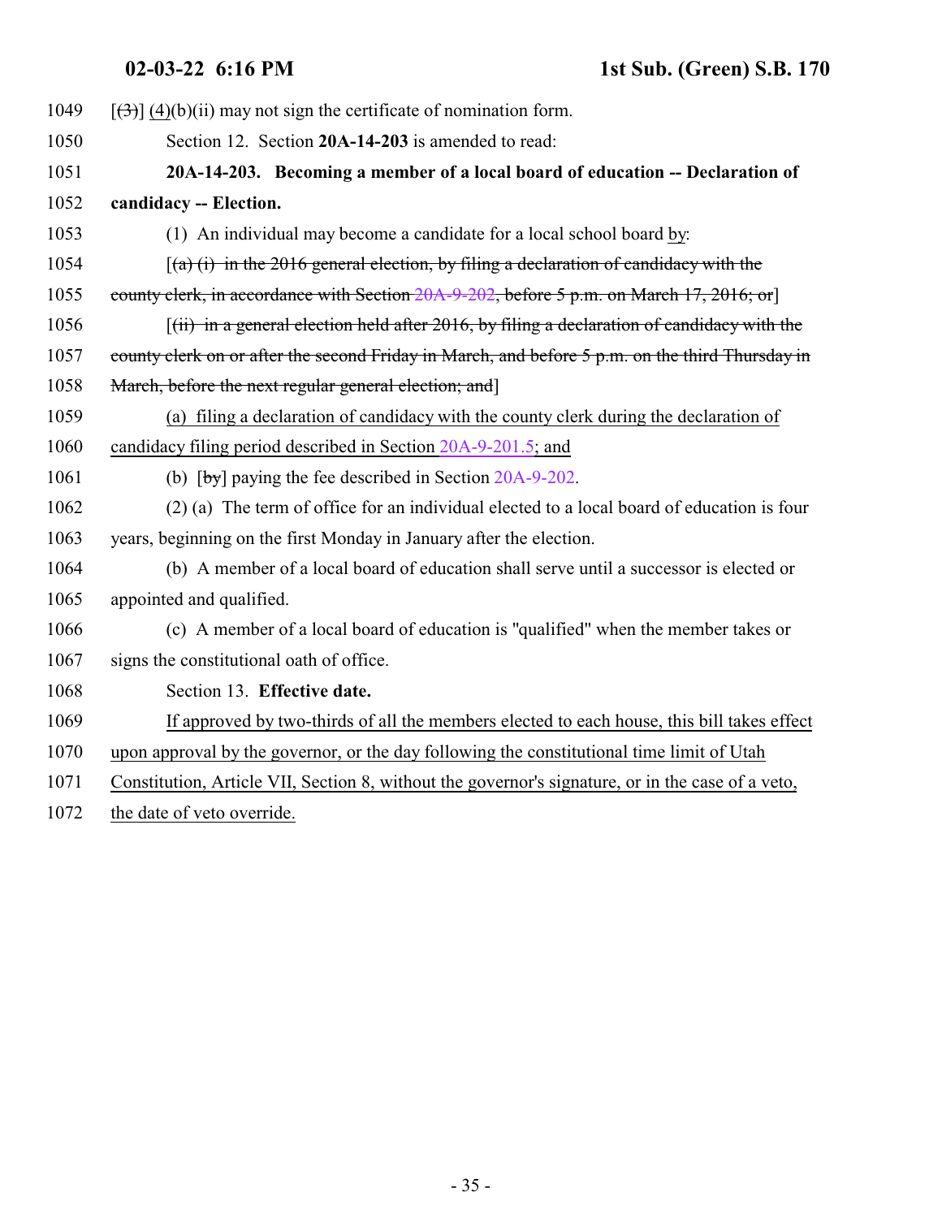1049 [(3)] (4)(b)(ii) may not sign the certificate of nomination form.

1050 Section 12. Section **20A-14-203** is amended to read:

1051 **20A-14-203. Becoming a member of a local board of education -- Declaration of**
1052 **candidacy -- Election.**

1053 (1) An individual may become a candidate for a local school board by:

1054 [~~(a) (i) in the 2016 general election, by filing a declaration of candidacy with the~~
1055 ~~county clerk, in accordance with Section 20A-9-202, before 5 p.m. on March 17, 2016; or~~]

1056 [~~(ii) in a general election held after 2016, by filing a declaration of candidacy with the~~
1057 ~~county clerk on or after the second Friday in March, and before 5 p.m. on the third Thursday in~~
1058 ~~March, before the next regular general election; and~~]

1059 (a) filing a declaration of candidacy with the county clerk during the declaration of
1060 candidacy filing period described in Section 20A-9-201.5; and

1061 (b) [~~by~~] paying the fee described in Section 20A-9-202.

1062 (2) (a) The term of office for an individual elected to a local board of education is four
1063 years, beginning on the first Monday in January after the election.

1064 (b) A member of a local board of education shall serve until a successor is elected or
1065 appointed and qualified.

1066 (c) A member of a local board of education is "qualified" when the member takes or
1067 signs the constitutional oath of office.

1068 Section 13. **Effective date.**

1069 If approved by two-thirds of all the members elected to each house, this bill takes effect
1070 upon approval by the governor, or the day following the constitutional time limit of Utah
1071 Constitution, Article VII, Section 8, without the governor's signature, or in the case of a veto,
1072 the date of veto override.